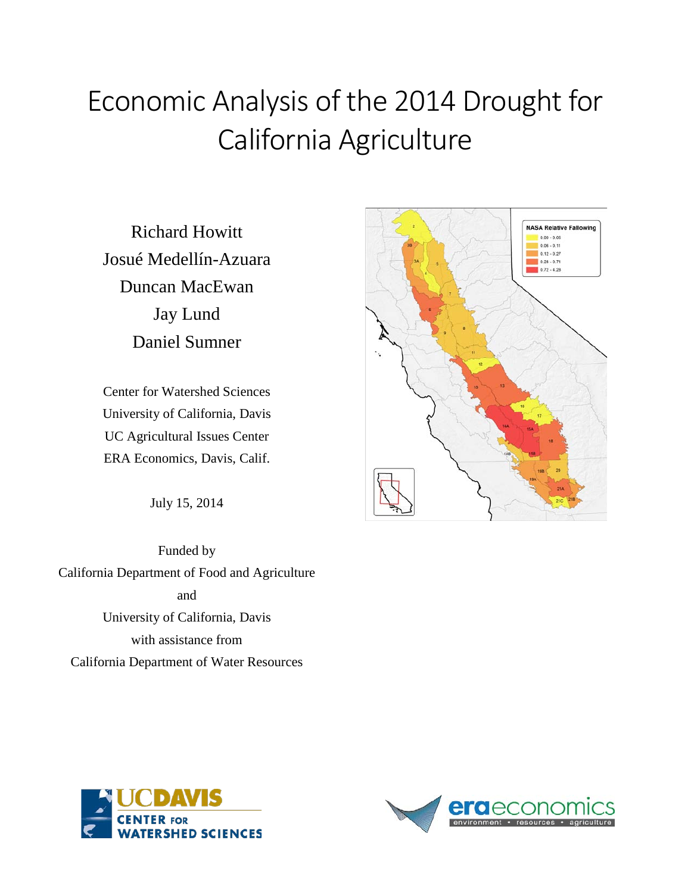# Economic Analysis of the 2014 Drought for California Agriculture

Richard Howitt
Josué Medellín-Azuara
Duncan MacEwan
Jay Lund
Daniel Sumner

Center for Watershed Sciences
University of California, Davis
UC Agricultural Issues Center
ERA Economics, Davis, Calif.

July 15, 2014

Funded by
California Department of Food and Agriculture
and
University of California, Davis
with assistance from
California Department of Water Resources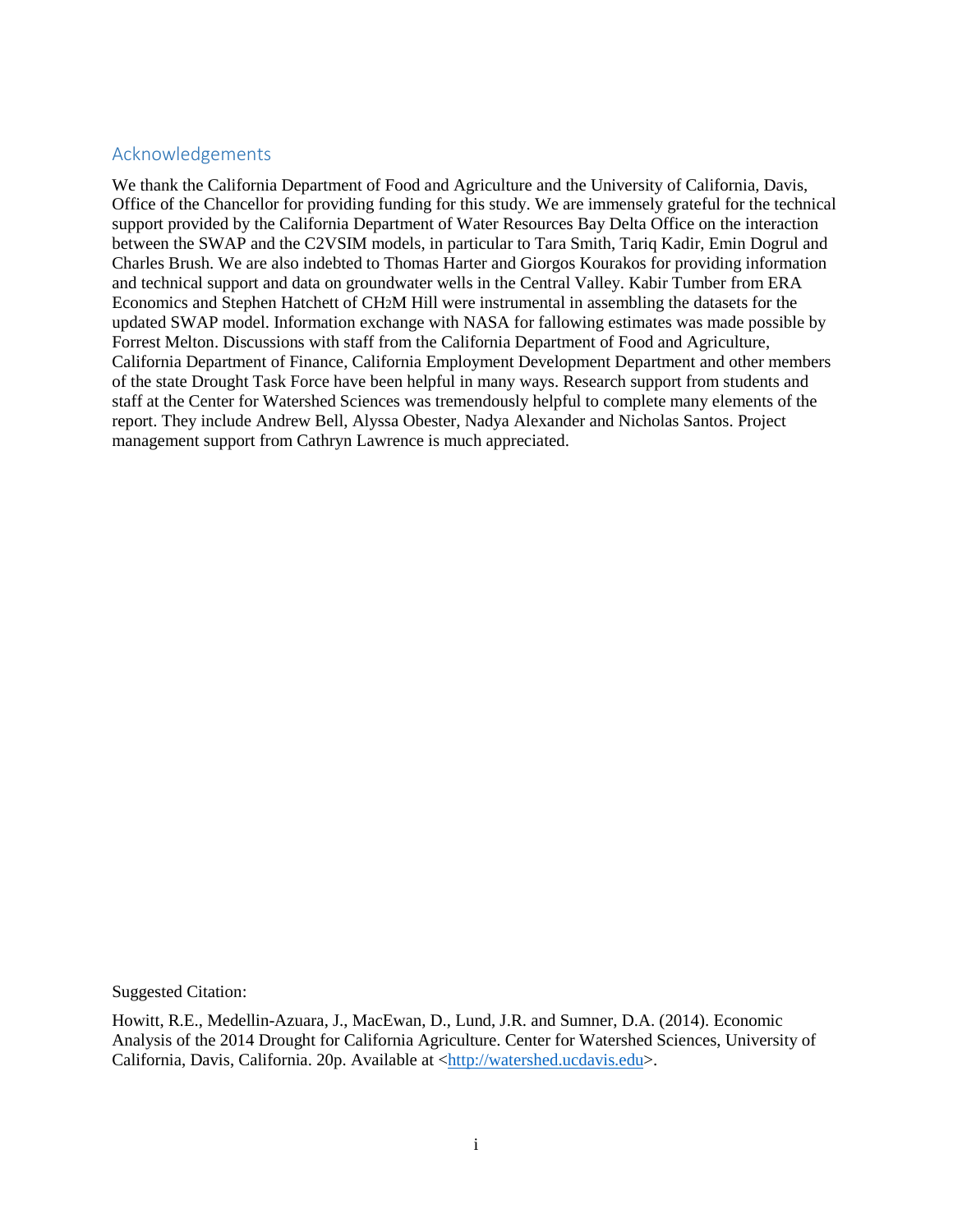## Acknowledgements

We thank the California Department of Food and Agriculture and the University of California, Davis, Office of the Chancellor for providing funding for this study. We are immensely grateful for the technical support provided by the California Department of Water Resources Bay Delta Office on the interaction between the SWAP and the C2VSIM models, in particular to Tara Smith, Tariq Kadir, Emin Dogrul and Charles Brush. We are also indebted to Thomas Harter and Giorgos Kourakos for providing information and technical support and data on groundwater wells in the Central Valley. Kabir Tumber from ERA Economics and Stephen Hatchett of $CH_2M$ Hill were instrumental in assembling the datasets for the updated SWAP model. Information exchange with NASA for fallowing estimates was made possible by Forrest Melton. Discussions with staff from the California Department of Food and Agriculture, California Department of Finance, California Employment Development Department and other members of the state Drought Task Force have been helpful in many ways. Research support from students and staff at the Center for Watershed Sciences was tremendously helpful to complete many elements of the report. They include Andrew Bell, Alyssa Obester, Nadya Alexander and Nicholas Santos. Project management support from Cathryn Lawrence is much appreciated.

Suggested Citation:

Howitt, R.E., Medellin-Azuara, J., MacEwan, D., Lund, J.R. and Sumner, D.A. (2014). Economic Analysis of the 2014 Drought for California Agriculture. Center for Watershed Sciences, University of California, Davis, California. 20p. Available at <http://watershed.ucdavis.edu>.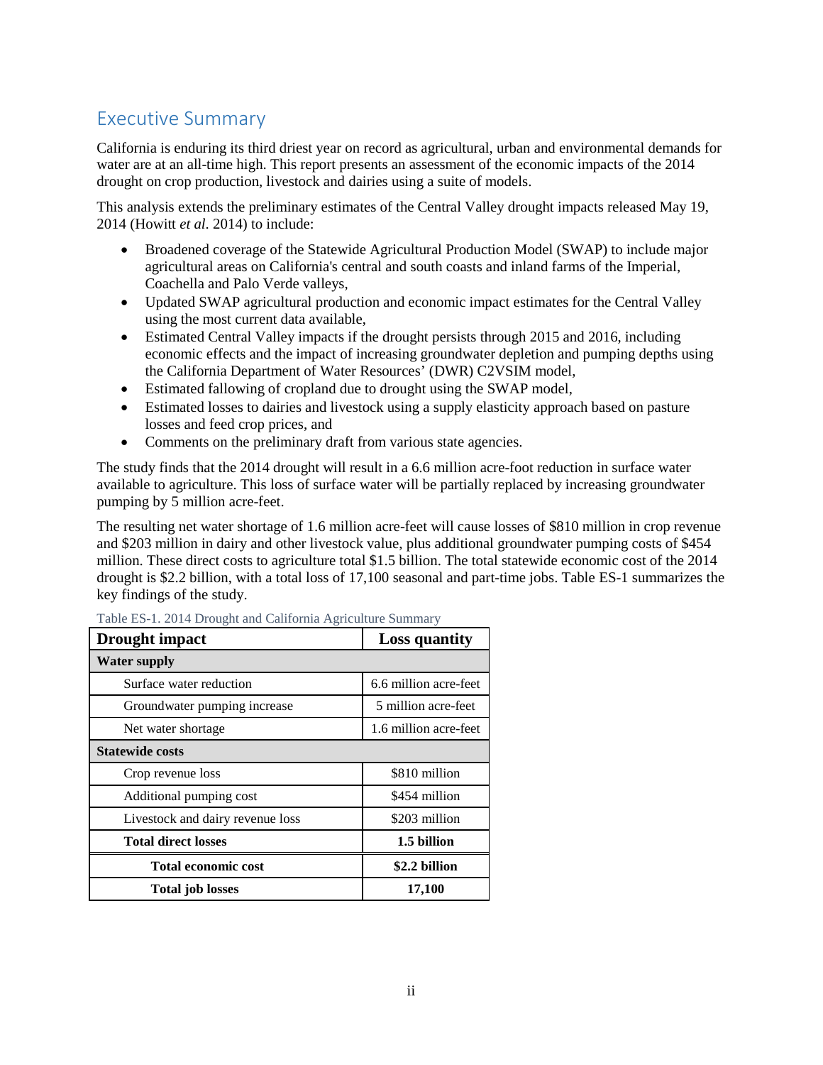## Executive Summary

California is enduring its third driest year on record as agricultural, urban and environmental demands for water are at an all-time high. This report presents an assessment of the economic impacts of the 2014 drought on crop production, livestock and dairies using a suite of models.

This analysis extends the preliminary estimates of the Central Valley drought impacts released May 19, 2014 (Howitt *et al*. 2014) to include:

- Broadened coverage of the Statewide Agricultural Production Model (SWAP) to include major agricultural areas on California's central and south coasts and inland farms of the Imperial, Coachella and Palo Verde valleys,
- Updated SWAP agricultural production and economic impact estimates for the Central Valley using the most current data available,
- Estimated Central Valley impacts if the drought persists through 2015 and 2016, including economic effects and the impact of increasing groundwater depletion and pumping depths using the California Department of Water Resources' (DWR) C2VSIM model,
- Estimated fallowing of cropland due to drought using the SWAP model,
- Estimated losses to dairies and livestock using a supply elasticity approach based on pasture losses and feed crop prices, and
- Comments on the preliminary draft from various state agencies.

The study finds that the 2014 drought will result in a 6.6 million acre-foot reduction in surface water available to agriculture. This loss of surface water will be partially replaced by increasing groundwater pumping by 5 million acre-feet.

The resulting net water shortage of 1.6 million acre-feet will cause losses of $810 million in crop revenue and $203 million in dairy and other livestock value, plus additional groundwater pumping costs of $454 million. These direct costs to agriculture total $1.5 billion. The total statewide economic cost of the 2014 drought is $2.2 billion, with a total loss of 17,100 seasonal and part-time jobs. Table ES-1 summarizes the key findings of the study.

Table ES-1. 2014 Drought and California Agriculture Summary

| Drought impact | Loss quantity |
|---|---|
| **Water supply** | |
| Surface water reduction | 6.6 million acre-feet |
| Groundwater pumping increase | 5 million acre-feet |
| Net water shortage | 1.6 million acre-feet |
| **Statewide costs** | |
| Crop revenue loss | $810 million |
| Additional pumping cost | $454 million |
| Livestock and dairy revenue loss | $203 million |
| **Total direct losses** | **1.5 billion** |
| **Total economic cost** | **$2.2 billion** |
| **Total job losses** | **17,100** |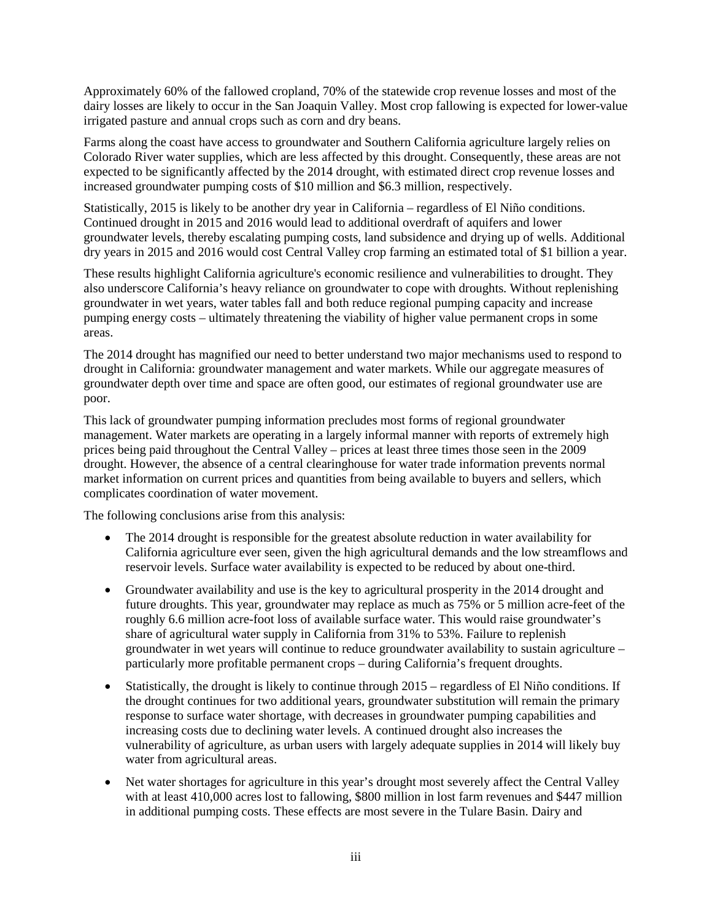Approximately 60% of the fallowed cropland, 70% of the statewide crop revenue losses and most of the dairy losses are likely to occur in the San Joaquin Valley. Most crop fallowing is expected for lower-value irrigated pasture and annual crops such as corn and dry beans.

Farms along the coast have access to groundwater and Southern California agriculture largely relies on Colorado River water supplies, which are less affected by this drought. Consequently, these areas are not expected to be significantly affected by the 2014 drought, with estimated direct crop revenue losses and increased groundwater pumping costs of $10 million and $6.3 million, respectively.

Statistically, 2015 is likely to be another dry year in California – regardless of El Niño conditions. Continued drought in 2015 and 2016 would lead to additional overdraft of aquifers and lower groundwater levels, thereby escalating pumping costs, land subsidence and drying up of wells. Additional dry years in 2015 and 2016 would cost Central Valley crop farming an estimated total of $1 billion a year.

These results highlight California agriculture's economic resilience and vulnerabilities to drought. They also underscore California's heavy reliance on groundwater to cope with droughts. Without replenishing groundwater in wet years, water tables fall and both reduce regional pumping capacity and increase pumping energy costs – ultimately threatening the viability of higher value permanent crops in some areas.

The 2014 drought has magnified our need to better understand two major mechanisms used to respond to drought in California: groundwater management and water markets. While our aggregate measures of groundwater depth over time and space are often good, our estimates of regional groundwater use are poor.

This lack of groundwater pumping information precludes most forms of regional groundwater management. Water markets are operating in a largely informal manner with reports of extremely high prices being paid throughout the Central Valley – prices at least three times those seen in the 2009 drought. However, the absence of a central clearinghouse for water trade information prevents normal market information on current prices and quantities from being available to buyers and sellers, which complicates coordination of water movement.

The following conclusions arise from this analysis:

- The 2014 drought is responsible for the greatest absolute reduction in water availability for California agriculture ever seen, given the high agricultural demands and the low streamflows and reservoir levels. Surface water availability is expected to be reduced by about one-third.
- Groundwater availability and use is the key to agricultural prosperity in the 2014 drought and future droughts. This year, groundwater may replace as much as 75% or 5 million acre-feet of the roughly 6.6 million acre-foot loss of available surface water. This would raise groundwater's share of agricultural water supply in California from 31% to 53%. Failure to replenish groundwater in wet years will continue to reduce groundwater availability to sustain agriculture – particularly more profitable permanent crops – during California's frequent droughts.
- Statistically, the drought is likely to continue through 2015 – regardless of El Niño conditions. If the drought continues for two additional years, groundwater substitution will remain the primary response to surface water shortage, with decreases in groundwater pumping capabilities and increasing costs due to declining water levels. A continued drought also increases the vulnerability of agriculture, as urban users with largely adequate supplies in 2014 will likely buy water from agricultural areas.
- Net water shortages for agriculture in this year's drought most severely affect the Central Valley with at least 410,000 acres lost to fallowing, $800 million in lost farm revenues and $447 million in additional pumping costs. These effects are most severe in the Tulare Basin. Dairy and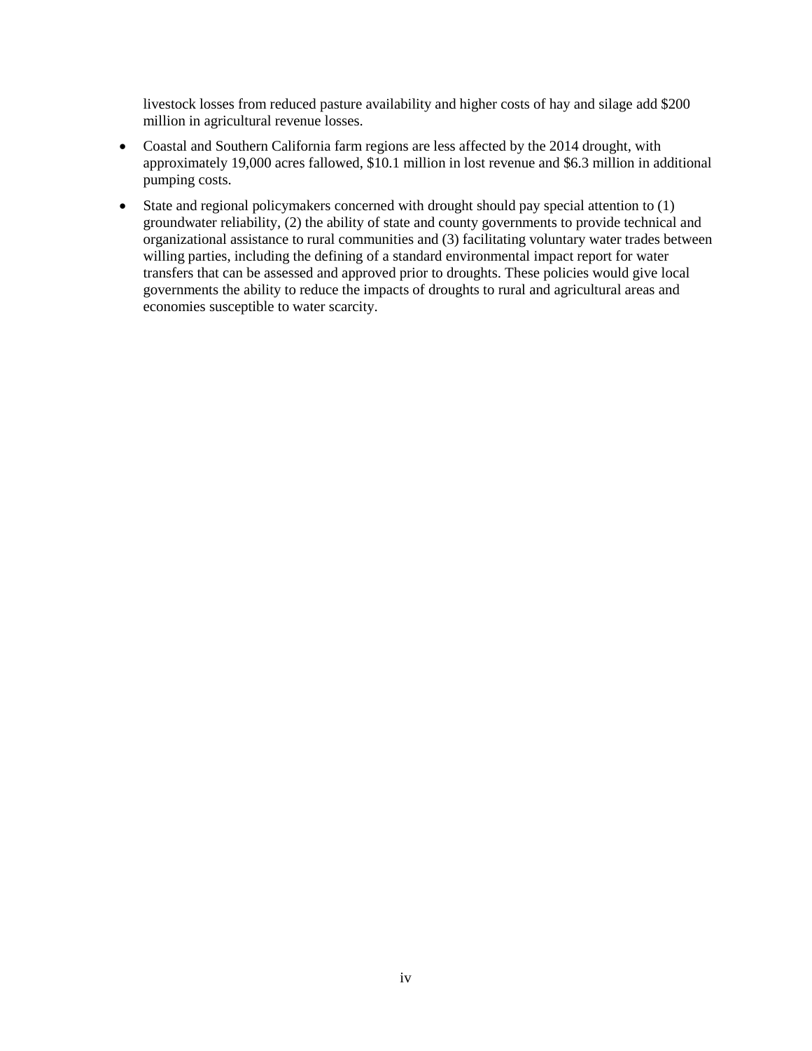livestock losses from reduced pasture availability and higher costs of hay and silage add $200 million in agricultural revenue losses.

- Coastal and Southern California farm regions are less affected by the 2014 drought, with approximately 19,000 acres fallowed, $10.1 million in lost revenue and $6.3 million in additional pumping costs.
- State and regional policymakers concerned with drought should pay special attention to (1) groundwater reliability, (2) the ability of state and county governments to provide technical and organizational assistance to rural communities and (3) facilitating voluntary water trades between willing parties, including the defining of a standard environmental impact report for water transfers that can be assessed and approved prior to droughts. These policies would give local governments the ability to reduce the impacts of droughts to rural and agricultural areas and economies susceptible to water scarcity.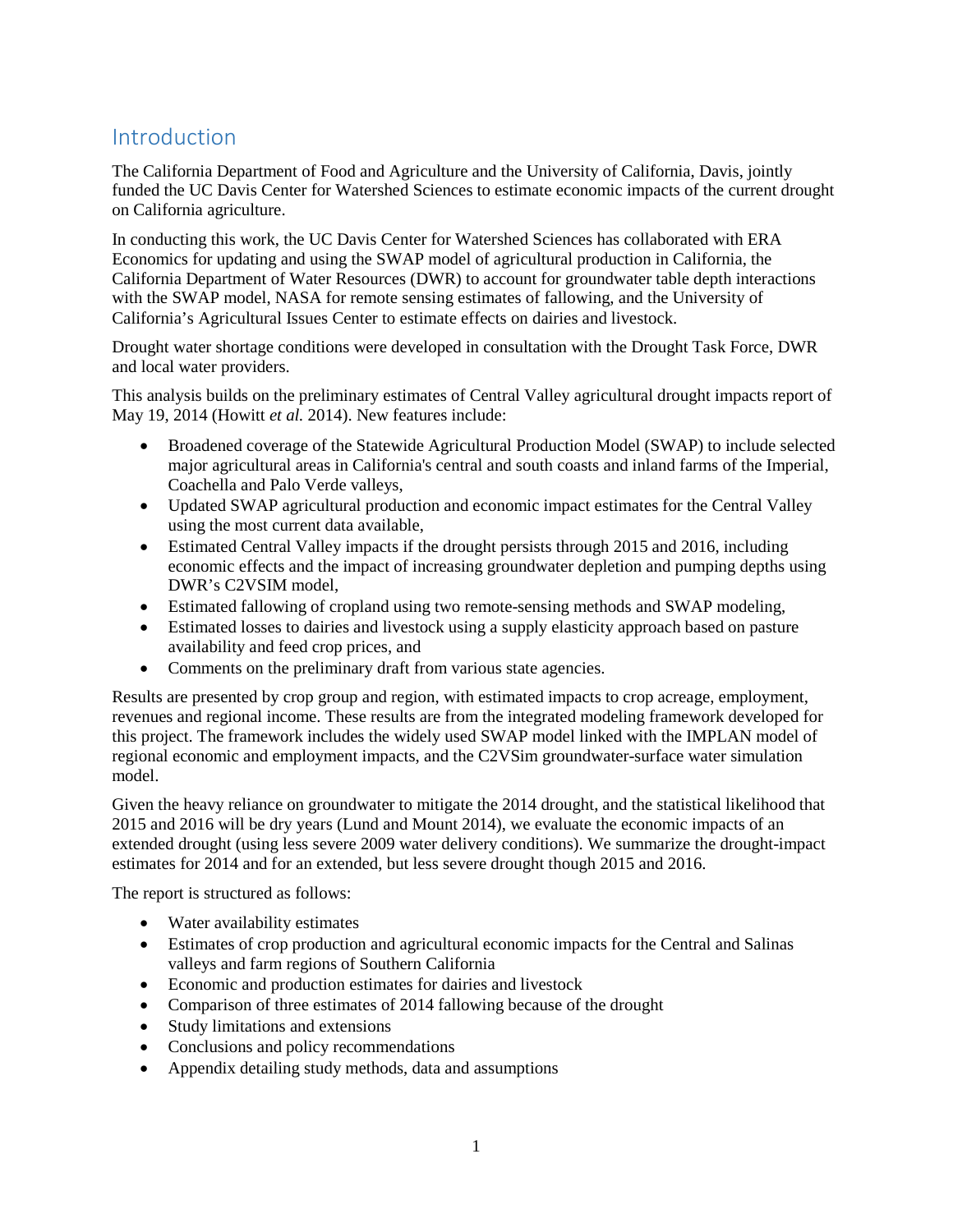## Introduction

The California Department of Food and Agriculture and the University of California, Davis, jointly funded the UC Davis Center for Watershed Sciences to estimate economic impacts of the current drought on California agriculture.

In conducting this work, the UC Davis Center for Watershed Sciences has collaborated with ERA Economics for updating and using the SWAP model of agricultural production in California, the California Department of Water Resources (DWR) to account for groundwater table depth interactions with the SWAP model, NASA for remote sensing estimates of fallowing, and the University of California's Agricultural Issues Center to estimate effects on dairies and livestock.

Drought water shortage conditions were developed in consultation with the Drought Task Force, DWR and local water providers.

This analysis builds on the preliminary estimates of Central Valley agricultural drought impacts report of May 19, 2014 (Howitt *et al.* 2014). New features include:

- Broadened coverage of the Statewide Agricultural Production Model (SWAP) to include selected major agricultural areas in California's central and south coasts and inland farms of the Imperial, Coachella and Palo Verde valleys,
- Updated SWAP agricultural production and economic impact estimates for the Central Valley using the most current data available,
- Estimated Central Valley impacts if the drought persists through 2015 and 2016, including economic effects and the impact of increasing groundwater depletion and pumping depths using DWR's C2VSIM model,
- Estimated fallowing of cropland using two remote-sensing methods and SWAP modeling,
- Estimated losses to dairies and livestock using a supply elasticity approach based on pasture availability and feed crop prices, and
- Comments on the preliminary draft from various state agencies.

Results are presented by crop group and region, with estimated impacts to crop acreage, employment, revenues and regional income. These results are from the integrated modeling framework developed for this project. The framework includes the widely used SWAP model linked with the IMPLAN model of regional economic and employment impacts, and the C2VSim groundwater-surface water simulation model.

Given the heavy reliance on groundwater to mitigate the 2014 drought, and the statistical likelihood that 2015 and 2016 will be dry years (Lund and Mount 2014), we evaluate the economic impacts of an extended drought (using less severe 2009 water delivery conditions). We summarize the drought-impact estimates for 2014 and for an extended, but less severe drought though 2015 and 2016.

The report is structured as follows:

- Water availability estimates
- Estimates of crop production and agricultural economic impacts for the Central and Salinas valleys and farm regions of Southern California
- Economic and production estimates for dairies and livestock
- Comparison of three estimates of 2014 fallowing because of the drought
- Study limitations and extensions
- Conclusions and policy recommendations
- Appendix detailing study methods, data and assumptions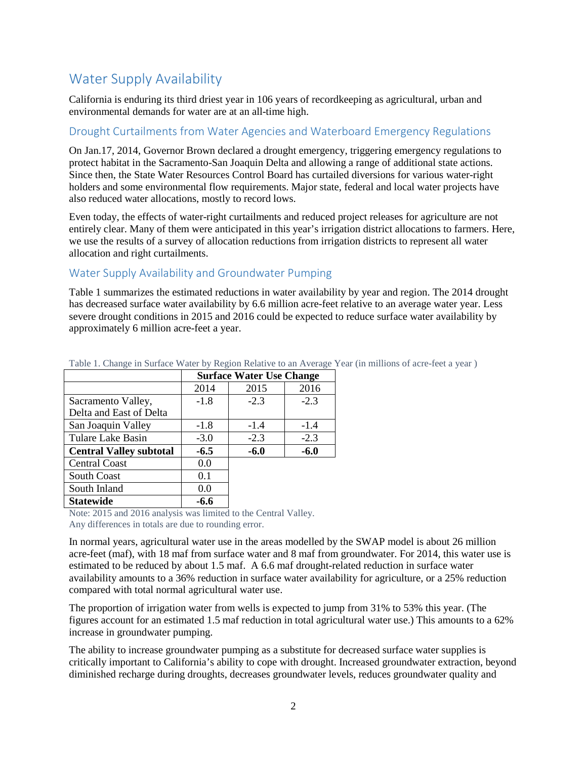## Water Supply Availability

California is enduring its third driest year in 106 years of recordkeeping as agricultural, urban and environmental demands for water are at an all-time high.

### Drought Curtailments from Water Agencies and Waterboard Emergency Regulations

On Jan.17, 2014, Governor Brown declared a drought emergency, triggering emergency regulations to protect habitat in the Sacramento-San Joaquin Delta and allowing a range of additional state actions. Since then, the State Water Resources Control Board has curtailed diversions for various water-right holders and some environmental flow requirements. Major state, federal and local water projects have also reduced water allocations, mostly to record lows.

Even today, the effects of water-right curtailments and reduced project releases for agriculture are not entirely clear. Many of them were anticipated in this year's irrigation district allocations to farmers. Here, we use the results of a survey of allocation reductions from irrigation districts to represent all water allocation and right curtailments.

### Water Supply Availability and Groundwater Pumping

Table 1 summarizes the estimated reductions in water availability by year and region. The 2014 drought has decreased surface water availability by 6.6 million acre-feet relative to an average water year. Less severe drought conditions in 2015 and 2016 could be expected to reduce surface water availability by approximately 6 million acre-feet a year.

Table 1. Change in Surface Water by Region Relative to an Average Year (in millions of acre-feet a year )

| | **Surface Water Use Change** | | |
|---|---|---|---|
| | 2014 | 2015 | 2016 |
| Sacramento Valley, Delta and East of Delta | -1.8 | -2.3 | -2.3 |
| San Joaquin Valley | -1.8 | -1.4 | -1.4 |
| Tulare Lake Basin | -3.0 | -2.3 | -2.3 |
| **Central Valley subtotal** | **-6.5** | **-6.0** | **-6.0** |
| Central Coast | 0.0 | | |
| South Coast | 0.1 | | |
| South Inland | 0.0 | | |
| **Statewide** | **-6.6** | | |

Note: 2015 and 2016 analysis was limited to the Central Valley.
Any differences in totals are due to rounding error.

In normal years, agricultural water use in the areas modelled by the SWAP model is about 26 million acre-feet (maf), with 18 maf from surface water and 8 maf from groundwater. For 2014, this water use is estimated to be reduced by about 1.5 maf. A 6.6 maf drought-related reduction in surface water availability amounts to a 36% reduction in surface water availability for agriculture, or a 25% reduction compared with total normal agricultural water use.

The proportion of irrigation water from wells is expected to jump from 31% to 53% this year. (The figures account for an estimated 1.5 maf reduction in total agricultural water use.) This amounts to a 62% increase in groundwater pumping.

The ability to increase groundwater pumping as a substitute for decreased surface water supplies is critically important to California's ability to cope with drought. Increased groundwater extraction, beyond diminished recharge during droughts, decreases groundwater levels, reduces groundwater quality and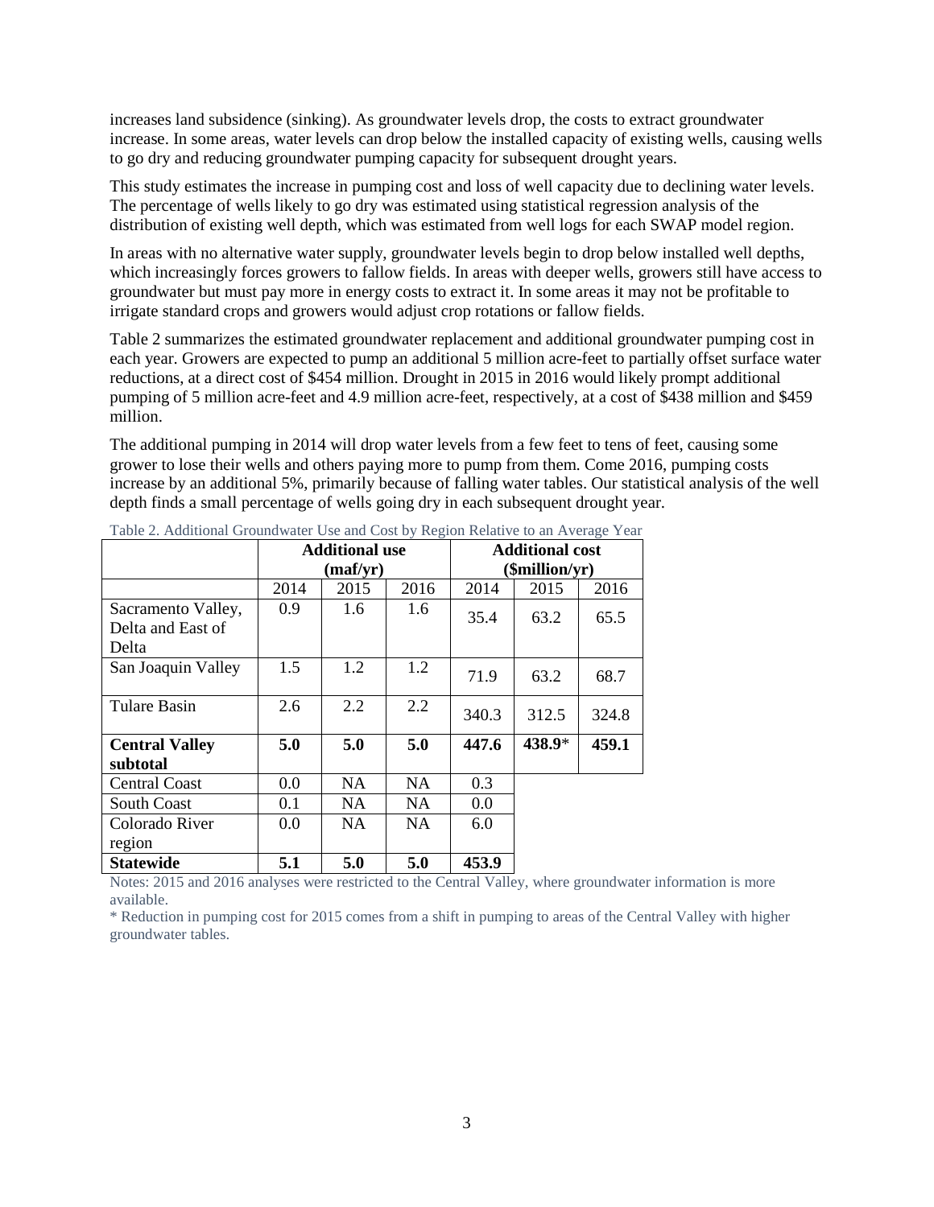increases land subsidence (sinking). As groundwater levels drop, the costs to extract groundwater increase. In some areas, water levels can drop below the installed capacity of existing wells, causing wells to go dry and reducing groundwater pumping capacity for subsequent drought years.

This study estimates the increase in pumping cost and loss of well capacity due to declining water levels. The percentage of wells likely to go dry was estimated using statistical regression analysis of the distribution of existing well depth, which was estimated from well logs for each SWAP model region.

In areas with no alternative water supply, groundwater levels begin to drop below installed well depths, which increasingly forces growers to fallow fields. In areas with deeper wells, growers still have access to groundwater but must pay more in energy costs to extract it. In some areas it may not be profitable to irrigate standard crops and growers would adjust crop rotations or fallow fields.

Table 2 summarizes the estimated groundwater replacement and additional groundwater pumping cost in each year. Growers are expected to pump an additional 5 million acre-feet to partially offset surface water reductions, at a direct cost of $454 million. Drought in 2015 in 2016 would likely prompt additional pumping of 5 million acre-feet and 4.9 million acre-feet, respectively, at a cost of $438 million and $459 million.

The additional pumping in 2014 will drop water levels from a few feet to tens of feet, causing some grower to lose their wells and others paying more to pump from them. Come 2016, pumping costs increase by an additional 5%, primarily because of falling water tables. Our statistical analysis of the well depth finds a small percentage of wells going dry in each subsequent drought year.

Table 2. Additional Groundwater Use and Cost by Region Relative to an Average Year

| | **Additional use (maf/yr)** | | | **Additional cost ($million/yr)** | | |
|---|---|---|---|---|---|---|
| | 2014 | 2015 | 2016 | 2014 | 2015 | 2016 |
| Sacramento Valley, Delta and East of Delta | 0.9 | 1.6 | 1.6 | 35.4 | 63.2 | 65.5 |
| San Joaquin Valley | 1.5 | 1.2 | 1.2 | 71.9 | 63.2 | 68.7 |
| Tulare Basin | 2.6 | 2.2 | 2.2 | 340.3 | 312.5 | 324.8 |
| **Central Valley subtotal** | **5.0** | **5.0** | **5.0** | **447.6** | **438.9***| **459.1** |
| Central Coast | 0.0 | NA | NA | 0.3 | | |
| South Coast | 0.1 | NA | NA | 0.0 | | |
| Colorado River region | 0.0 | NA | NA | 6.0 | | |
| **Statewide** | **5.1** | **5.0** | **5.0** | **453.9** | | |

Notes: 2015 and 2016 analyses were restricted to the Central Valley, where groundwater information is more available.

* Reduction in pumping cost for 2015 comes from a shift in pumping to areas of the Central Valley with higher groundwater tables.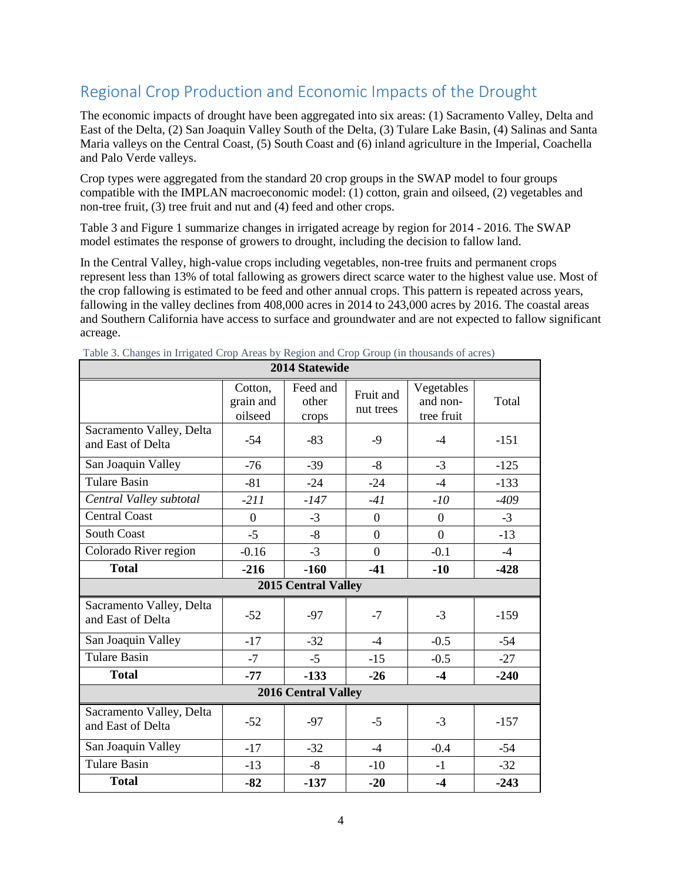## Regional Crop Production and Economic Impacts of the Drought

The economic impacts of drought have been aggregated into six areas: (1) Sacramento Valley, Delta and East of the Delta, (2) San Joaquin Valley South of the Delta, (3) Tulare Lake Basin, (4) Salinas and Santa Maria valleys on the Central Coast, (5) South Coast and (6) inland agriculture in the Imperial, Coachella and Palo Verde valleys.

Crop types were aggregated from the standard 20 crop groups in the SWAP model to four groups compatible with the IMPLAN macroeconomic model: (1) cotton, grain and oilseed, (2) vegetables and non-tree fruit, (3) tree fruit and nut and (4) feed and other crops.

Table 3 and Figure 1 summarize changes in irrigated acreage by region for 2014 - 2016. The SWAP model estimates the response of growers to drought, including the decision to fallow land.

In the Central Valley, high-value crops including vegetables, non-tree fruits and permanent crops represent less than 13% of total fallowing as growers direct scarce water to the highest value use. Most of the crop fallowing is estimated to be feed and other annual crops. This pattern is repeated across years, fallowing in the valley declines from 408,000 acres in 2014 to 243,000 acres by 2016. The coastal areas and Southern California have access to surface and groundwater and are not expected to fallow significant acreage.

Table 3. Changes in Irrigated Crop Areas by Region and Crop Group (in thousands of acres)

| **2014 Statewide** | | | | | |
|---|---|---|---|---|---|
| | Cotton, grain and oilseed | Feed and other crops | Fruit and nut trees | Vegetables and non-tree fruit | Total |
| Sacramento Valley, Delta and East of Delta | -54 | -83 | -9 | -4 | -151 |
| San Joaquin Valley | -76 | -39 | -8 | -3 | -125 |
| Tulare Basin | -81 | -24 | -24 | -4 | -133 |
| *Central Valley subtotal* | *-211* | *-147* | *-41* | *-10* | *-409* |
| Central Coast | 0 | -3 | 0 | 0 | -3 |
| South Coast | -5 | -8 | 0 | 0 | -13 |
| Colorado River region | -0.16 | -3 | 0 | -0.1 | -4 |
| **Total** | **-216** | **-160** | **-41** | **-10** | **-428** |
| **2015 Central Valley** | | | | | |
| Sacramento Valley, Delta and East of Delta | -52 | -97 | -7 | -3 | -159 |
| San Joaquin Valley | -17 | -32 | -4 | -0.5 | -54 |
| Tulare Basin | -7 | -5 | -15 | -0.5 | -27 |
| **Total** | **-77** | **-133** | **-26** | **-4** | **-240** |
| **2016 Central Valley** | | | | | |
| Sacramento Valley, Delta and East of Delta | -52 | -97 | -5 | -3 | -157 |
| San Joaquin Valley | -17 | -32 | -4 | -0.4 | -54 |
| Tulare Basin | -13 | -8 | -10 | -1 | -32 |
| **Total** | **-82** | **-137** | **-20** | **-4** | **-243** |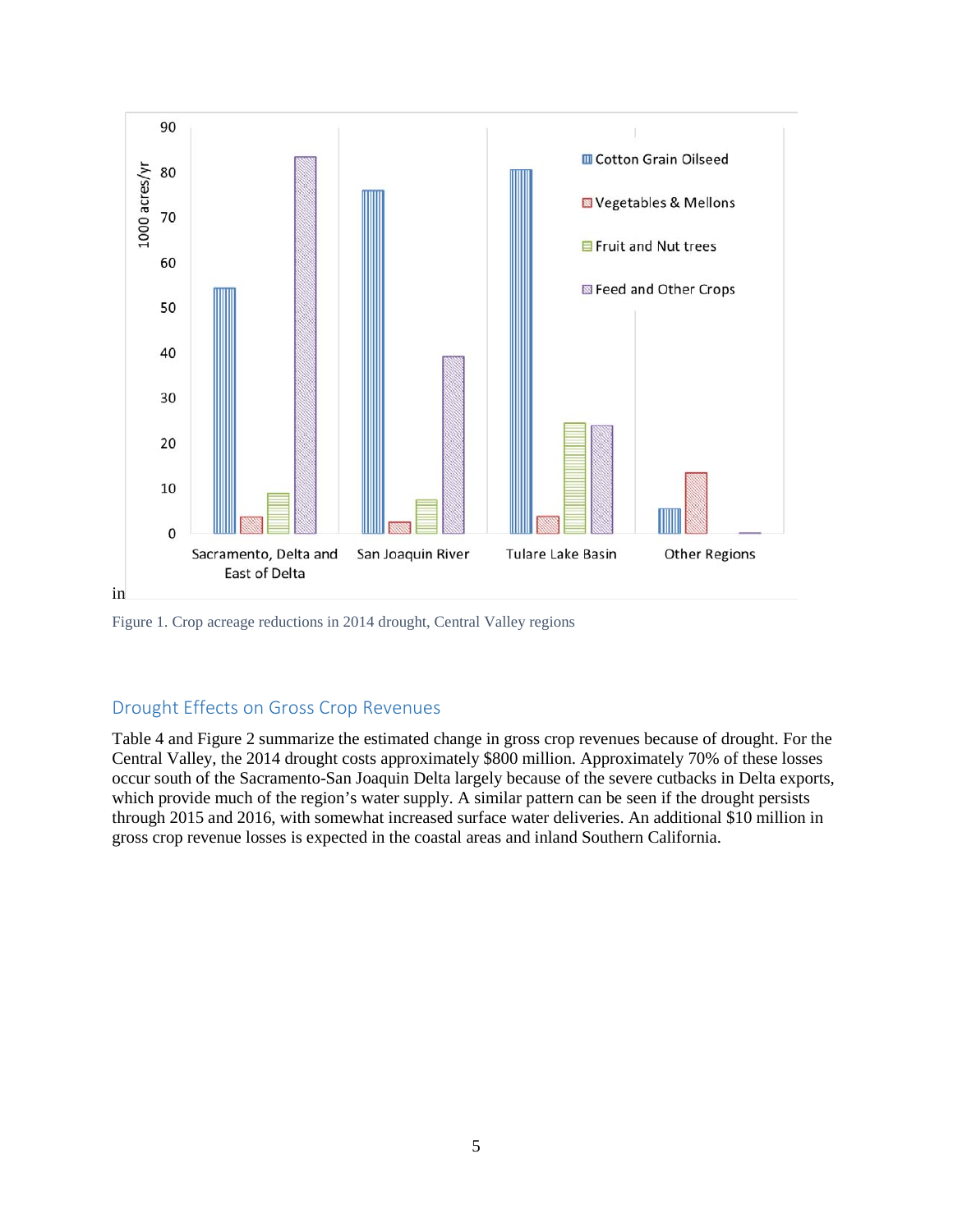in

Figure 1. Crop acreage reductions in 2014 drought, Central Valley regions

## Drought Effects on Gross Crop Revenues

Table 4 and Figure 2 summarize the estimated change in gross crop revenues because of drought. For the Central Valley, the 2014 drought costs approximately $800 million. Approximately 70% of these losses occur south of the Sacramento-San Joaquin Delta largely because of the severe cutbacks in Delta exports, which provide much of the region's water supply. A similar pattern can be seen if the drought persists through 2015 and 2016, with somewhat increased surface water deliveries. An additional $10 million in gross crop revenue losses is expected in the coastal areas and inland Southern California.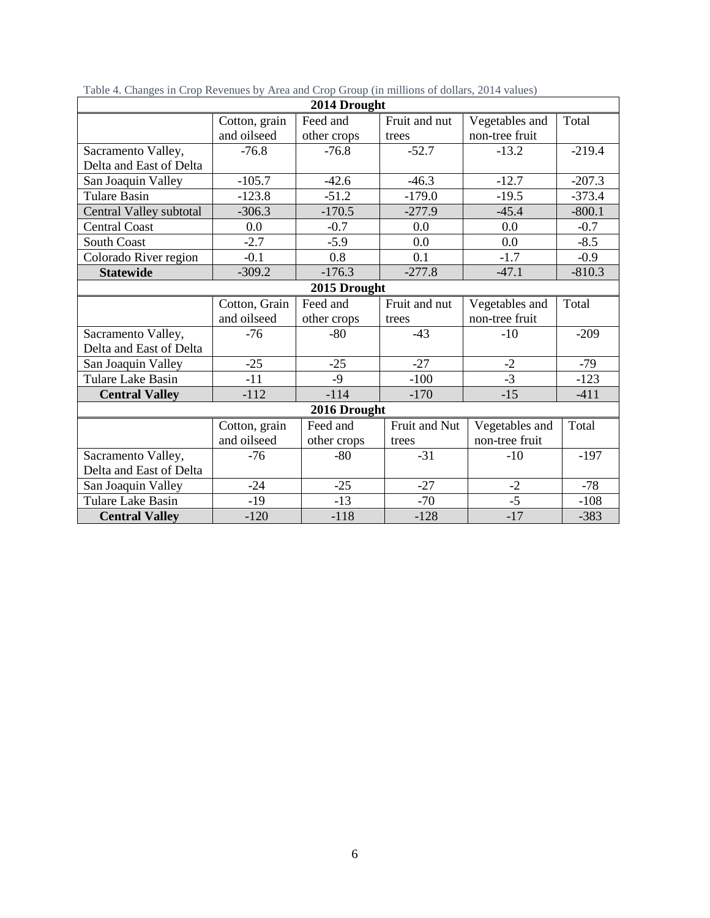Table 4. Changes in Crop Revenues by Area and Crop Group (in millions of dollars, 2014 values)

| **2014 Drought** | | | | | |
|---|---|---|---|---|---|
| | Cotton, grain and oilseed | Feed and other crops | Fruit and nut trees | Vegetables and non-tree fruit | Total |
| Sacramento Valley, Delta and East of Delta | -76.8 | -76.8 | -52.7 | -13.2 | -219.4 |
| San Joaquin Valley | -105.7 | -42.6 | -46.3 | -12.7 | -207.3 |
| Tulare Basin | -123.8 | -51.2 | -179.0 | -19.5 | -373.4 |
| Central Valley subtotal | -306.3 | -170.5 | -277.9 | -45.4 | -800.1 |
| Central Coast | 0.0 | -0.7 | 0.0 | 0.0 | -0.7 |
| South Coast | -2.7 | -5.9 | 0.0 | 0.0 | -8.5 |
| Colorado River region | -0.1 | 0.8 | 0.1 | -1.7 | -0.9 |
| **Statewide** | -309.2 | -176.3 | -277.8 | -47.1 | -810.3 |
| **2015 Drought** | | | | | |
| | Cotton, Grain and oilseed | Feed and other crops | Fruit and nut trees | Vegetables and non-tree fruit | Total |
| Sacramento Valley, Delta and East of Delta | -76 | -80 | -43 | -10 | -209 |
| San Joaquin Valley | -25 | -25 | -27 | -2 | -79 |
| Tulare Lake Basin | -11 | -9 | -100 | -3 | -123 |
| **Central Valley** | -112 | -114 | -170 | -15 | -411 |
| **2016 Drought** | | | | | |
| | Cotton, grain and oilseed | Feed and other crops | Fruit and Nut trees | Vegetables and non-tree fruit | Total |
| Sacramento Valley, Delta and East of Delta | -76 | -80 | -31 | -10 | -197 |
| San Joaquin Valley | -24 | -25 | -27 | -2 | -78 |
| Tulare Lake Basin | -19 | -13 | -70 | -5 | -108 |
| **Central Valley** | -120 | -118 | -128 | -17 | -383 |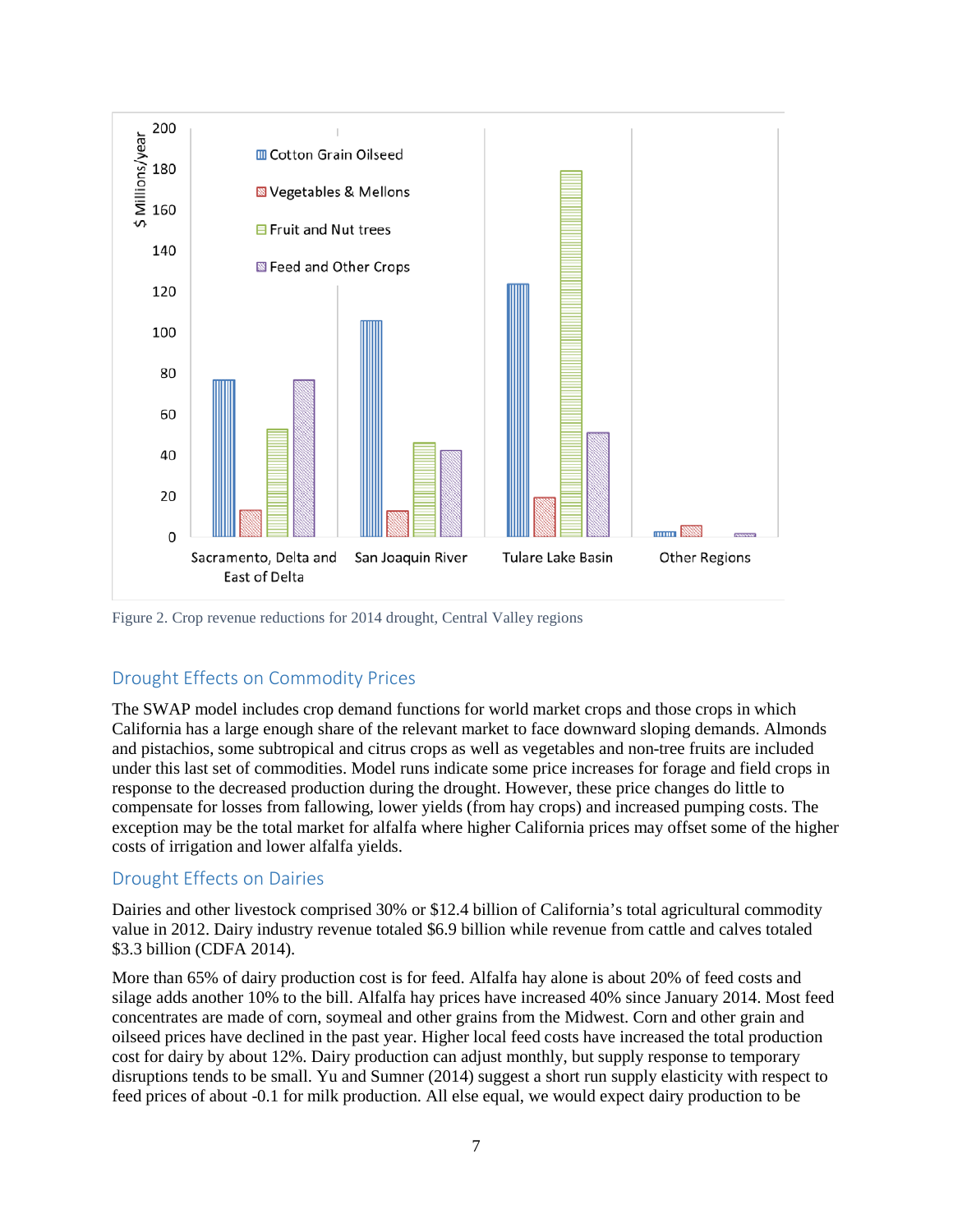Figure 2. Crop revenue reductions for 2014 drought, Central Valley regions

## Drought Effects on Commodity Prices

The SWAP model includes crop demand functions for world market crops and those crops in which California has a large enough share of the relevant market to face downward sloping demands. Almonds and pistachios, some subtropical and citrus crops as well as vegetables and non-tree fruits are included under this last set of commodities. Model runs indicate some price increases for forage and field crops in response to the decreased production during the drought. However, these price changes do little to compensate for losses from fallowing, lower yields (from hay crops) and increased pumping costs. The exception may be the total market for alfalfa where higher California prices may offset some of the higher costs of irrigation and lower alfalfa yields.

## Drought Effects on Dairies

Dairies and other livestock comprised 30% or $12.4 billion of California's total agricultural commodity value in 2012. Dairy industry revenue totaled $6.9 billion while revenue from cattle and calves totaled $3.3 billion (CDFA 2014).

More than 65% of dairy production cost is for feed. Alfalfa hay alone is about 20% of feed costs and silage adds another 10% to the bill. Alfalfa hay prices have increased 40% since January 2014. Most feed concentrates are made of corn, soymeal and other grains from the Midwest. Corn and other grain and oilseed prices have declined in the past year. Higher local feed costs have increased the total production cost for dairy by about 12%. Dairy production can adjust monthly, but supply response to temporary disruptions tends to be small. Yu and Sumner (2014) suggest a short run supply elasticity with respect to feed prices of about -0.1 for milk production. All else equal, we would expect dairy production to be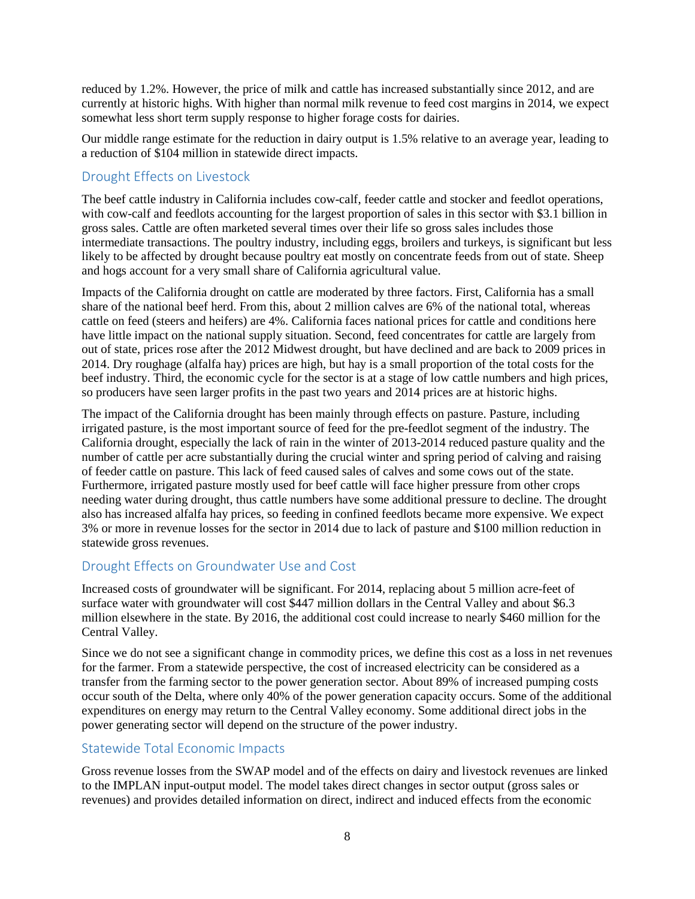reduced by 1.2%. However, the price of milk and cattle has increased substantially since 2012, and are currently at historic highs. With higher than normal milk revenue to feed cost margins in 2014, we expect somewhat less short term supply response to higher forage costs for dairies.

Our middle range estimate for the reduction in dairy output is 1.5% relative to an average year, leading to a reduction of $104 million in statewide direct impacts.

## Drought Effects on Livestock

The beef cattle industry in California includes cow-calf, feeder cattle and stocker and feedlot operations, with cow-calf and feedlots accounting for the largest proportion of sales in this sector with $3.1 billion in gross sales. Cattle are often marketed several times over their life so gross sales includes those intermediate transactions. The poultry industry, including eggs, broilers and turkeys, is significant but less likely to be affected by drought because poultry eat mostly on concentrate feeds from out of state. Sheep and hogs account for a very small share of California agricultural value.

Impacts of the California drought on cattle are moderated by three factors. First, California has a small share of the national beef herd. From this, about 2 million calves are 6% of the national total, whereas cattle on feed (steers and heifers) are 4%. California faces national prices for cattle and conditions here have little impact on the national supply situation. Second, feed concentrates for cattle are largely from out of state, prices rose after the 2012 Midwest drought, but have declined and are back to 2009 prices in 2014. Dry roughage (alfalfa hay) prices are high, but hay is a small proportion of the total costs for the beef industry. Third, the economic cycle for the sector is at a stage of low cattle numbers and high prices, so producers have seen larger profits in the past two years and 2014 prices are at historic highs.

The impact of the California drought has been mainly through effects on pasture. Pasture, including irrigated pasture, is the most important source of feed for the pre-feedlot segment of the industry. The California drought, especially the lack of rain in the winter of 2013-2014 reduced pasture quality and the number of cattle per acre substantially during the crucial winter and spring period of calving and raising of feeder cattle on pasture. This lack of feed caused sales of calves and some cows out of the state. Furthermore, irrigated pasture mostly used for beef cattle will face higher pressure from other crops needing water during drought, thus cattle numbers have some additional pressure to decline. The drought also has increased alfalfa hay prices, so feeding in confined feedlots became more expensive. We expect 3% or more in revenue losses for the sector in 2014 due to lack of pasture and $100 million reduction in statewide gross revenues.

## Drought Effects on Groundwater Use and Cost

Increased costs of groundwater will be significant. For 2014, replacing about 5 million acre-feet of surface water with groundwater will cost $447 million dollars in the Central Valley and about $6.3 million elsewhere in the state. By 2016, the additional cost could increase to nearly $460 million for the Central Valley.

Since we do not see a significant change in commodity prices, we define this cost as a loss in net revenues for the farmer. From a statewide perspective, the cost of increased electricity can be considered as a transfer from the farming sector to the power generation sector. About 89% of increased pumping costs occur south of the Delta, where only 40% of the power generation capacity occurs. Some of the additional expenditures on energy may return to the Central Valley economy. Some additional direct jobs in the power generating sector will depend on the structure of the power industry.

## Statewide Total Economic Impacts

Gross revenue losses from the SWAP model and of the effects on dairy and livestock revenues are linked to the IMPLAN input-output model. The model takes direct changes in sector output (gross sales or revenues) and provides detailed information on direct, indirect and induced effects from the economic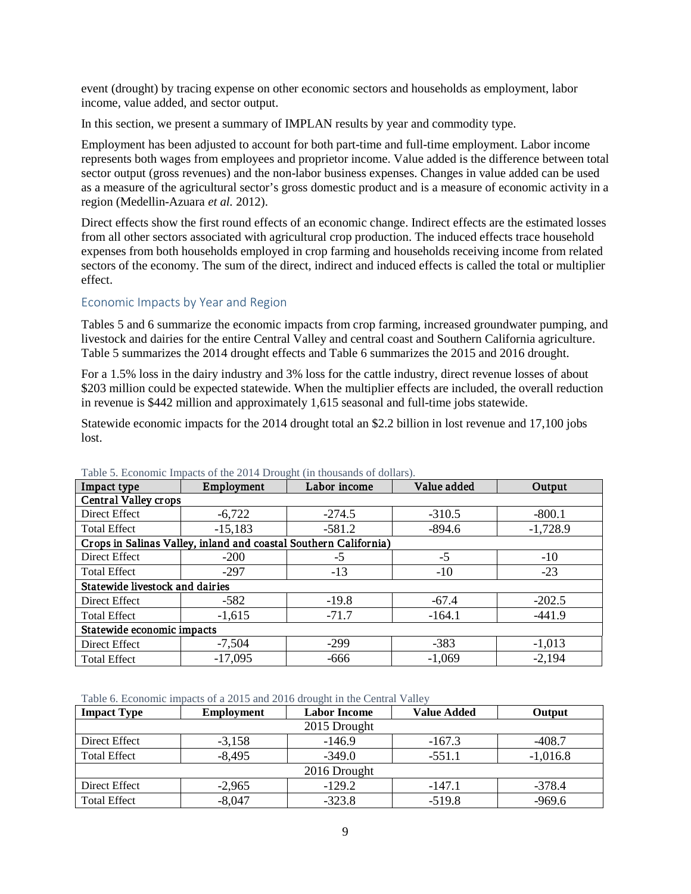event (drought) by tracing expense on other economic sectors and households as employment, labor income, value added, and sector output.

In this section, we present a summary of IMPLAN results by year and commodity type.

Employment has been adjusted to account for both part-time and full-time employment. Labor income represents both wages from employees and proprietor income. Value added is the difference between total sector output (gross revenues) and the non-labor business expenses. Changes in value added can be used as a measure of the agricultural sector's gross domestic product and is a measure of economic activity in a region (Medellin-Azuara *et al.* 2012).

Direct effects show the first round effects of an economic change. Indirect effects are the estimated losses from all other sectors associated with agricultural crop production. The induced effects trace household expenses from both households employed in crop farming and households receiving income from related sectors of the economy. The sum of the direct, indirect and induced effects is called the total or multiplier effect.

## Economic Impacts by Year and Region

Tables 5 and 6 summarize the economic impacts from crop farming, increased groundwater pumping, and livestock and dairies for the entire Central Valley and central coast and Southern California agriculture. Table 5 summarizes the 2014 drought effects and Table 6 summarizes the 2015 and 2016 drought.

For a 1.5% loss in the dairy industry and 3% loss for the cattle industry, direct revenue losses of about \$203 million could be expected statewide. When the multiplier effects are included, the overall reduction in revenue is \$442 million and approximately 1,615 seasonal and full-time jobs statewide.

Statewide economic impacts for the 2014 drought total an \$2.2 billion in lost revenue and 17,100 jobs lost.

Table 5. Economic Impacts of the 2014 Drought (in thousands of dollars).

| Impact type | Employment | Labor income | Value added | Output |
|---|---|---|---|---|
| **Central Valley crops** | | | | |
| Direct Effect | -6,722 | -274.5 | -310.5 | -800.1 |
| Total Effect | -15,183 | -581.2 | -894.6 | -1,728.9 |
| **Crops in Salinas Valley, inland and coastal Southern California)** | | | | |
| Direct Effect | -200 | -5 | -5 | -10 |
| Total Effect | -297 | -13 | -10 | -23 |
| **Statewide livestock and dairies** | | | | |
| Direct Effect | -582 | -19.8 | -67.4 | -202.5 |
| Total Effect | -1,615 | -71.7 | -164.1 | -441.9 |
| **Statewide economic impacts** | | | | |
| Direct Effect | -7,504 | -299 | -383 | -1,013 |
| Total Effect | -17,095 | -666 | -1,069 | -2,194 |

Table 6. Economic impacts of a 2015 and 2016 drought in the Central Valley

| Impact Type | Employment | Labor Income | Value Added | Output |
|---|---|---|---|---|
| 2015 Drought | | | | |
| Direct Effect | -3,158 | -146.9 | -167.3 | -408.7 |
| Total Effect | -8,495 | -349.0 | -551.1 | -1,016.8 |
| 2016 Drought | | | | |
| Direct Effect | -2,965 | -129.2 | -147.1 | -378.4 |
| Total Effect | -8,047 | -323.8 | -519.8 | -969.6 |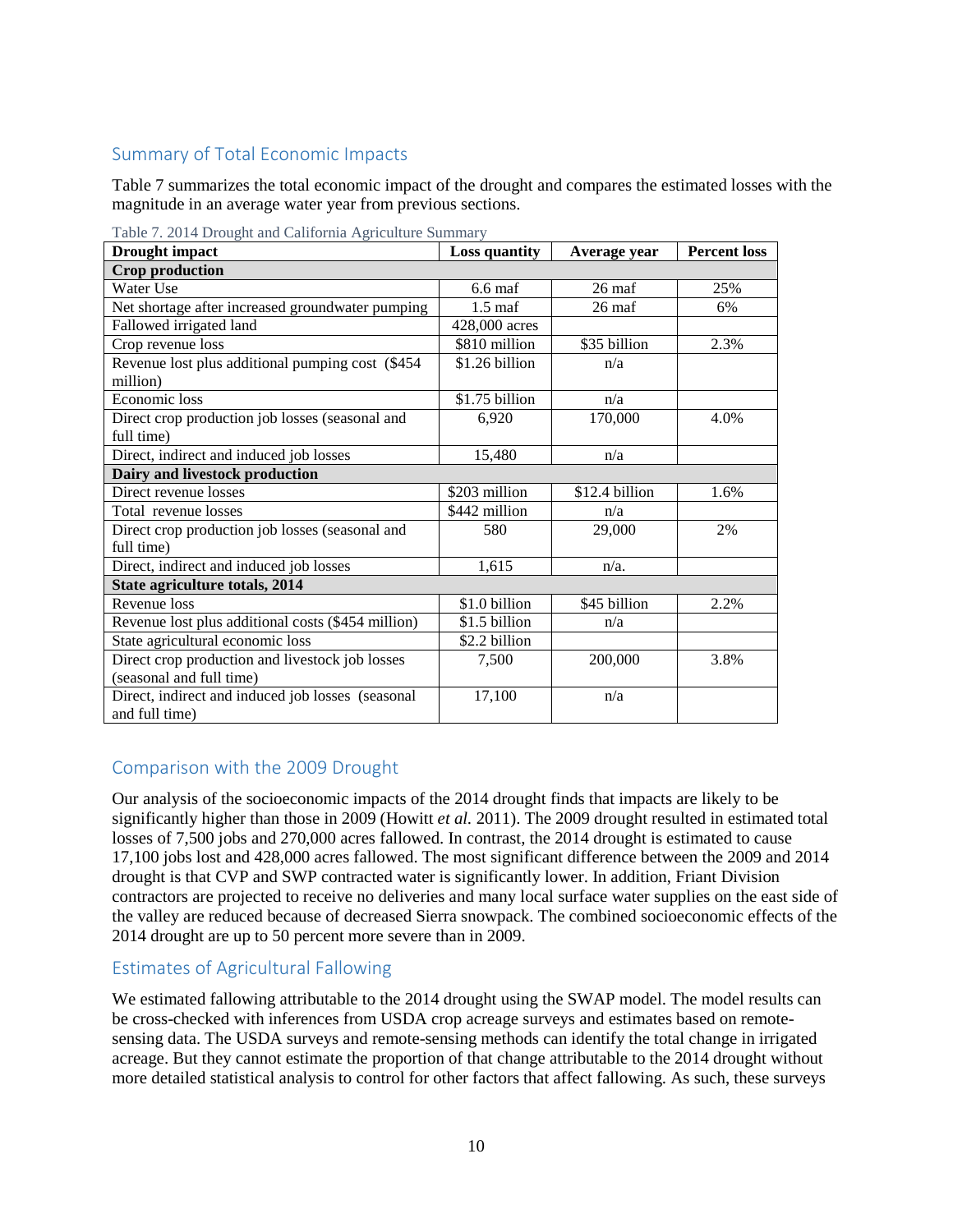## Summary of Total Economic Impacts

Table 7 summarizes the total economic impact of the drought and compares the estimated losses with the magnitude in an average water year from previous sections.

Table 7. 2014 Drought and California Agriculture Summary

| Drought impact | Loss quantity | Average year | Percent loss |
|---|---|---|---|
| **Crop production** | | | |
| Water Use | 6.6 maf | 26 maf | 25% |
| Net shortage after increased groundwater pumping | 1.5 maf | 26 maf | 6% |
| Fallowed irrigated land | 428,000 acres | | |
| Crop revenue loss | $810 million | $35 billion | 2.3% |
| Revenue lost plus additional pumping cost ($454 million) | $1.26 billion | n/a | |
| Economic loss | $1.75 billion | n/a | |
| Direct crop production job losses (seasonal and full time) | 6,920 | 170,000 | 4.0% |
| Direct, indirect and induced job losses | 15,480 | n/a | |
| **Dairy and livestock production** | | | |
| Direct revenue losses | $203 million | $12.4 billion | 1.6% |
| Total revenue losses | $442 million | n/a | |
| Direct crop production job losses (seasonal and full time) | 580 | 29,000 | 2% |
| Direct, indirect and induced job losses | 1,615 | n/a. | |
| **State agriculture totals, 2014** | | | |
| Revenue loss | $1.0 billion | $45 billion | 2.2% |
| Revenue lost plus additional costs ($454 million) | $1.5 billion | n/a | |
| State agricultural economic loss | $2.2 billion | | |
| Direct crop production and livestock job losses (seasonal and full time) | 7,500 | 200,000 | 3.8% |
| Direct, indirect and induced job losses (seasonal and full time) | 17,100 | n/a | |

## Comparison with the 2009 Drought

Our analysis of the socioeconomic impacts of the 2014 drought finds that impacts are likely to be significantly higher than those in 2009 (Howitt *et al.* 2011). The 2009 drought resulted in estimated total losses of 7,500 jobs and 270,000 acres fallowed. In contrast, the 2014 drought is estimated to cause 17,100 jobs lost and 428,000 acres fallowed. The most significant difference between the 2009 and 2014 drought is that CVP and SWP contracted water is significantly lower. In addition, Friant Division contractors are projected to receive no deliveries and many local surface water supplies on the east side of the valley are reduced because of decreased Sierra snowpack. The combined socioeconomic effects of the 2014 drought are up to 50 percent more severe than in 2009.

## Estimates of Agricultural Fallowing

We estimated fallowing attributable to the 2014 drought using the SWAP model. The model results can be cross-checked with inferences from USDA crop acreage surveys and estimates based on remote-sensing data. The USDA surveys and remote-sensing methods can identify the total change in irrigated acreage. But they cannot estimate the proportion of that change attributable to the 2014 drought without more detailed statistical analysis to control for other factors that affect fallowing. As such, these surveys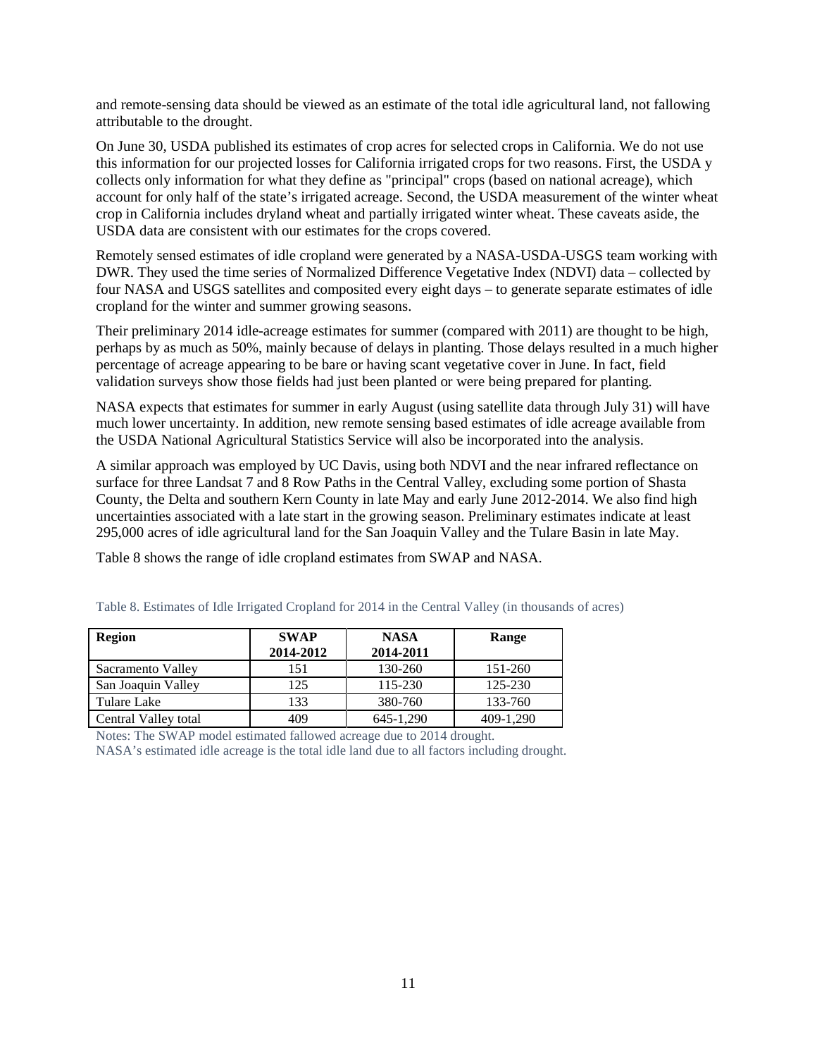and remote-sensing data should be viewed as an estimate of the total idle agricultural land, not fallowing attributable to the drought.

On June 30, USDA published its estimates of crop acres for selected crops in California. We do not use this information for our projected losses for California irrigated crops for two reasons. First, the USDA y collects only information for what they define as "principal" crops (based on national acreage), which account for only half of the state's irrigated acreage. Second, the USDA measurement of the winter wheat crop in California includes dryland wheat and partially irrigated winter wheat. These caveats aside, the USDA data are consistent with our estimates for the crops covered.

Remotely sensed estimates of idle cropland were generated by a NASA-USDA-USGS team working with DWR. They used the time series of Normalized Difference Vegetative Index (NDVI) data – collected by four NASA and USGS satellites and composited every eight days – to generate separate estimates of idle cropland for the winter and summer growing seasons.

Their preliminary 2014 idle-acreage estimates for summer (compared with 2011) are thought to be high, perhaps by as much as 50%, mainly because of delays in planting. Those delays resulted in a much higher percentage of acreage appearing to be bare or having scant vegetative cover in June. In fact, field validation surveys show those fields had just been planted or were being prepared for planting.

NASA expects that estimates for summer in early August (using satellite data through July 31) will have much lower uncertainty. In addition, new remote sensing based estimates of idle acreage available from the USDA National Agricultural Statistics Service will also be incorporated into the analysis.

A similar approach was employed by UC Davis, using both NDVI and the near infrared reflectance on surface for three Landsat 7 and 8 Row Paths in the Central Valley, excluding some portion of Shasta County, the Delta and southern Kern County in late May and early June 2012-2014. We also find high uncertainties associated with a late start in the growing season. Preliminary estimates indicate at least 295,000 acres of idle agricultural land for the San Joaquin Valley and the Tulare Basin in late May.

Table 8 shows the range of idle cropland estimates from SWAP and NASA.

Table 8. Estimates of Idle Irrigated Cropland for 2014 in the Central Valley (in thousands of acres)

| Region | SWAP 2014-2012 | NASA 2014-2011 | Range |
|---|---|---|---|
| Sacramento Valley | 151 | 130-260 | 151-260 |
| San Joaquin Valley | 125 | 115-230 | 125-230 |
| Tulare Lake | 133 | 380-760 | 133-760 |
| Central Valley total | 409 | 645-1,290 | 409-1,290 |

Notes: The SWAP model estimated fallowed acreage due to 2014 drought.
NASA's estimated idle acreage is the total idle land due to all factors including drought.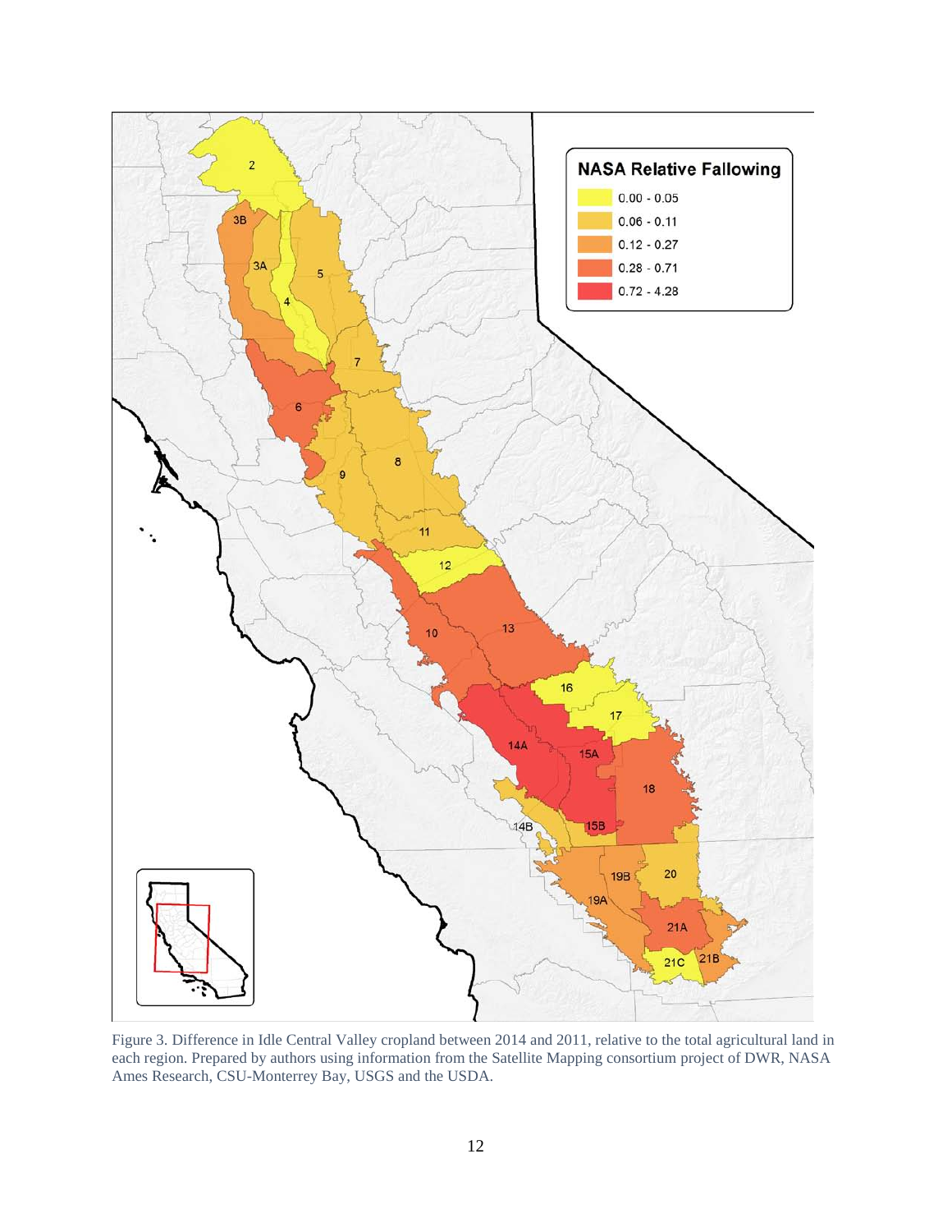Figure 3. Difference in Idle Central Valley cropland between 2014 and 2011, relative to the total agricultural land in each region. Prepared by authors using information from the Satellite Mapping consortium project of DWR, NASA Ames Research, CSU-Monterrey Bay, USGS and the USDA.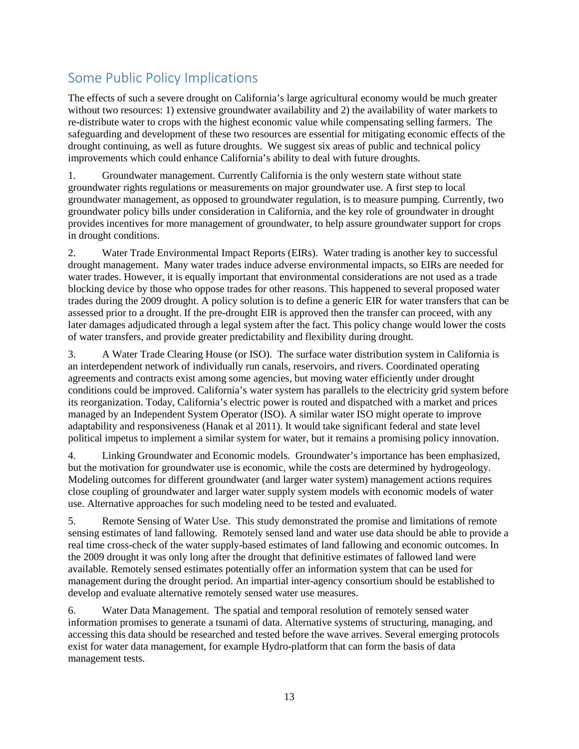## Some Public Policy Implications

The effects of such a severe drought on California's large agricultural economy would be much greater without two resources: 1) extensive groundwater availability and 2) the availability of water markets to re-distribute water to crops with the highest economic value while compensating selling farmers. The safeguarding and development of these two resources are essential for mitigating economic effects of the drought continuing, as well as future droughts. We suggest six areas of public and technical policy improvements which could enhance California's ability to deal with future droughts.

1. Groundwater management. Currently California is the only western state without state groundwater rights regulations or measurements on major groundwater use. A first step to local groundwater management, as opposed to groundwater regulation, is to measure pumping. Currently, two groundwater policy bills under consideration in California, and the key role of groundwater in drought provides incentives for more management of groundwater, to help assure groundwater support for crops in drought conditions.

2. Water Trade Environmental Impact Reports (EIRs). Water trading is another key to successful drought management. Many water trades induce adverse environmental impacts, so EIRs are needed for water trades. However, it is equally important that environmental considerations are not used as a trade blocking device by those who oppose trades for other reasons. This happened to several proposed water trades during the 2009 drought. A policy solution is to define a generic EIR for water transfers that can be assessed prior to a drought. If the pre-drought EIR is approved then the transfer can proceed, with any later damages adjudicated through a legal system after the fact. This policy change would lower the costs of water transfers, and provide greater predictability and flexibility during drought.

3. A Water Trade Clearing House (or ISO). The surface water distribution system in California is an interdependent network of individually run canals, reservoirs, and rivers. Coordinated operating agreements and contracts exist among some agencies, but moving water efficiently under drought conditions could be improved. California's water system has parallels to the electricity grid system before its reorganization. Today, California's electric power is routed and dispatched with a market and prices managed by an Independent System Operator (ISO). A similar water ISO might operate to improve adaptability and responsiveness (Hanak et al 2011). It would take significant federal and state level political impetus to implement a similar system for water, but it remains a promising policy innovation.

4. Linking Groundwater and Economic models. Groundwater's importance has been emphasized, but the motivation for groundwater use is economic, while the costs are determined by hydrogeology. Modeling outcomes for different groundwater (and larger water system) management actions requires close coupling of groundwater and larger water supply system models with economic models of water use. Alternative approaches for such modeling need to be tested and evaluated.

5. Remote Sensing of Water Use. This study demonstrated the promise and limitations of remote sensing estimates of land fallowing. Remotely sensed land and water use data should be able to provide a real time cross-check of the water supply-based estimates of land fallowing and economic outcomes. In the 2009 drought it was only long after the drought that definitive estimates of fallowed land were available. Remotely sensed estimates potentially offer an information system that can be used for management during the drought period. An impartial inter-agency consortium should be established to develop and evaluate alternative remotely sensed water use measures.

6. Water Data Management. The spatial and temporal resolution of remotely sensed water information promises to generate a tsunami of data. Alternative systems of structuring, managing, and accessing this data should be researched and tested before the wave arrives. Several emerging protocols exist for water data management, for example Hydro-platform that can form the basis of data management tests.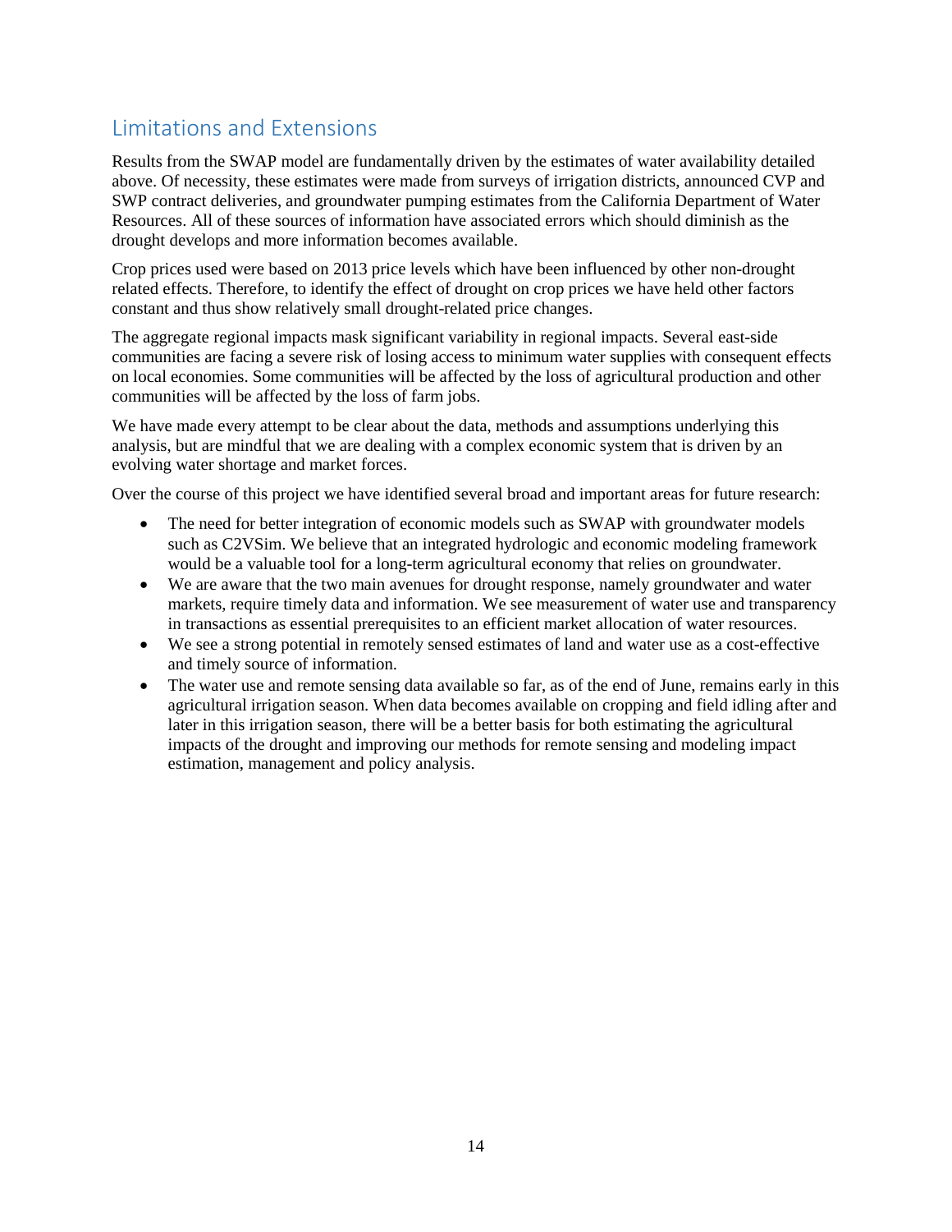## Limitations and Extensions

Results from the SWAP model are fundamentally driven by the estimates of water availability detailed above. Of necessity, these estimates were made from surveys of irrigation districts, announced CVP and SWP contract deliveries, and groundwater pumping estimates from the California Department of Water Resources. All of these sources of information have associated errors which should diminish as the drought develops and more information becomes available.

Crop prices used were based on 2013 price levels which have been influenced by other non-drought related effects. Therefore, to identify the effect of drought on crop prices we have held other factors constant and thus show relatively small drought-related price changes.

The aggregate regional impacts mask significant variability in regional impacts. Several east-side communities are facing a severe risk of losing access to minimum water supplies with consequent effects on local economies. Some communities will be affected by the loss of agricultural production and other communities will be affected by the loss of farm jobs.

We have made every attempt to be clear about the data, methods and assumptions underlying this analysis, but are mindful that we are dealing with a complex economic system that is driven by an evolving water shortage and market forces.

Over the course of this project we have identified several broad and important areas for future research:

- The need for better integration of economic models such as SWAP with groundwater models such as C2VSim. We believe that an integrated hydrologic and economic modeling framework would be a valuable tool for a long-term agricultural economy that relies on groundwater.
- We are aware that the two main avenues for drought response, namely groundwater and water markets, require timely data and information. We see measurement of water use and transparency in transactions as essential prerequisites to an efficient market allocation of water resources.
- We see a strong potential in remotely sensed estimates of land and water use as a cost-effective and timely source of information.
- The water use and remote sensing data available so far, as of the end of June, remains early in this agricultural irrigation season. When data becomes available on cropping and field idling after and later in this irrigation season, there will be a better basis for both estimating the agricultural impacts of the drought and improving our methods for remote sensing and modeling impact estimation, management and policy analysis.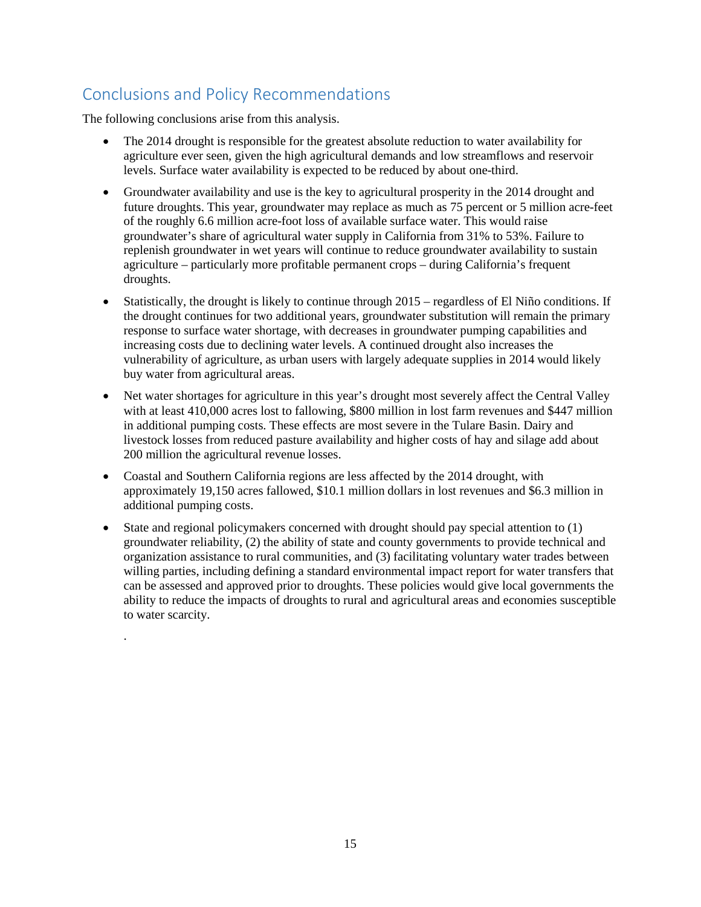## Conclusions and Policy Recommendations

The following conclusions arise from this analysis.

- The 2014 drought is responsible for the greatest absolute reduction to water availability for agriculture ever seen, given the high agricultural demands and low streamflows and reservoir levels. Surface water availability is expected to be reduced by about one-third.
- Groundwater availability and use is the key to agricultural prosperity in the 2014 drought and future droughts. This year, groundwater may replace as much as 75 percent or 5 million acre-feet of the roughly 6.6 million acre-foot loss of available surface water. This would raise groundwater's share of agricultural water supply in California from 31% to 53%. Failure to replenish groundwater in wet years will continue to reduce groundwater availability to sustain agriculture – particularly more profitable permanent crops – during California's frequent droughts.
- Statistically, the drought is likely to continue through 2015 – regardless of El Niño conditions. If the drought continues for two additional years, groundwater substitution will remain the primary response to surface water shortage, with decreases in groundwater pumping capabilities and increasing costs due to declining water levels. A continued drought also increases the vulnerability of agriculture, as urban users with largely adequate supplies in 2014 would likely buy water from agricultural areas.
- Net water shortages for agriculture in this year's drought most severely affect the Central Valley with at least 410,000 acres lost to fallowing, $800 million in lost farm revenues and $447 million in additional pumping costs. These effects are most severe in the Tulare Basin. Dairy and livestock losses from reduced pasture availability and higher costs of hay and silage add about 200 million the agricultural revenue losses.
- Coastal and Southern California regions are less affected by the 2014 drought, with approximately 19,150 acres fallowed, $10.1 million dollars in lost revenues and $6.3 million in additional pumping costs.
- State and regional policymakers concerned with drought should pay special attention to (1) groundwater reliability, (2) the ability of state and county governments to provide technical and organization assistance to rural communities, and (3) facilitating voluntary water trades between willing parties, including defining a standard environmental impact report for water transfers that can be assessed and approved prior to droughts. These policies would give local governments the ability to reduce the impacts of droughts to rural and agricultural areas and economies susceptible to water scarcity.

.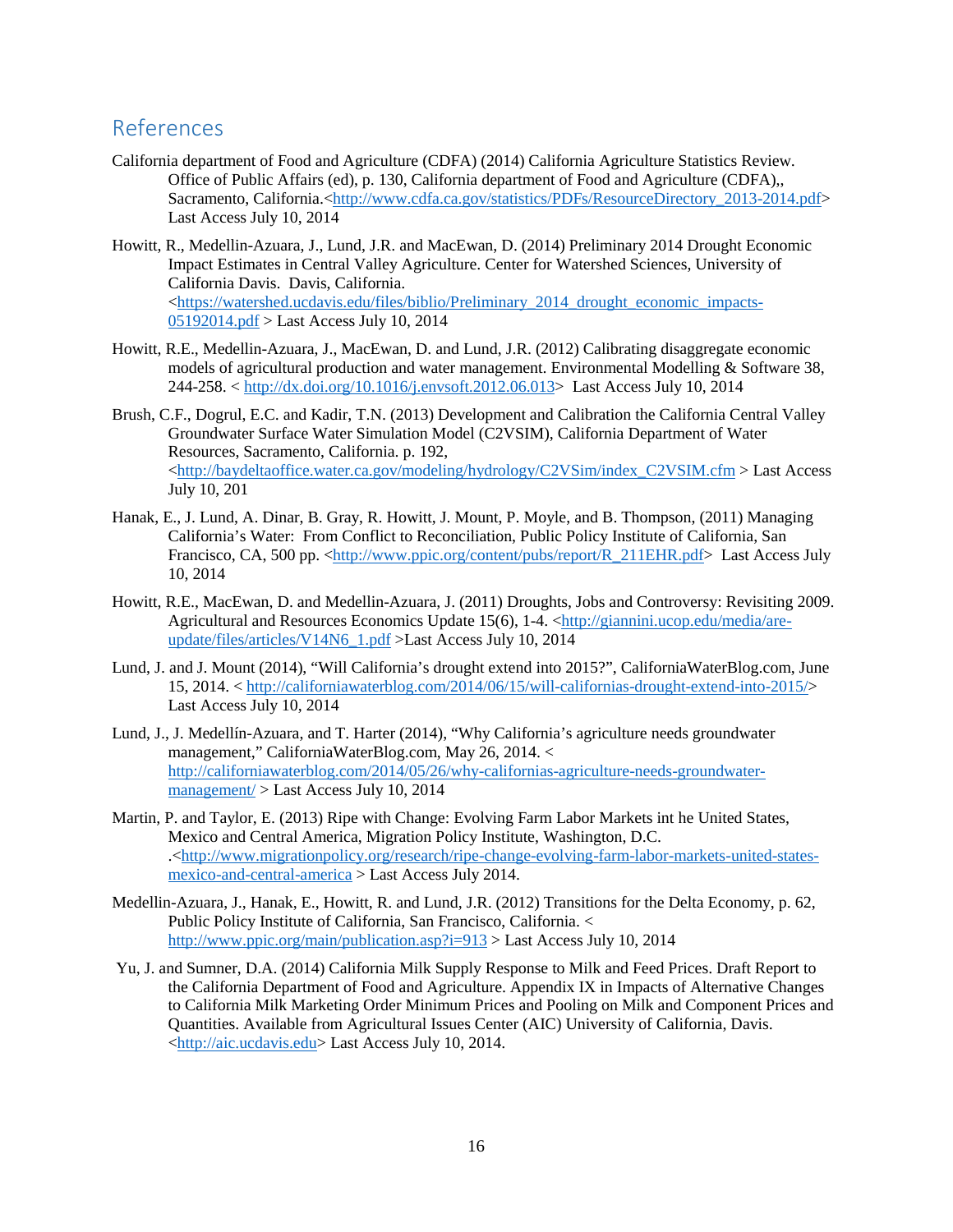## References

California department of Food and Agriculture (CDFA) (2014) California Agriculture Statistics Review. Office of Public Affairs (ed), p. 130, California department of Food and Agriculture (CDFA),, Sacramento, California.<http://www.cdfa.ca.gov/statistics/PDFs/ResourceDirectory_2013-2014.pdf> Last Access July 10, 2014

Howitt, R., Medellin-Azuara, J., Lund, J.R. and MacEwan, D. (2014) Preliminary 2014 Drought Economic Impact Estimates in Central Valley Agriculture. Center for Watershed Sciences, University of California Davis. Davis, California. <https://watershed.ucdavis.edu/files/biblio/Preliminary_2014_drought_economic_impacts-05192014.pdf > Last Access July 10, 2014

Howitt, R.E., Medellin-Azuara, J., MacEwan, D. and Lund, J.R. (2012) Calibrating disaggregate economic models of agricultural production and water management. Environmental Modelling & Software 38, 244-258. < http://dx.doi.org/10.1016/j.envsoft.2012.06.013> Last Access July 10, 2014

Brush, C.F., Dogrul, E.C. and Kadir, T.N. (2013) Development and Calibration the California Central Valley Groundwater Surface Water Simulation Model (C2VSIM), California Department of Water Resources, Sacramento, California. p. 192, <http://baydeltaoffice.water.ca.gov/modeling/hydrology/C2VSim/index_C2VSIM.cfm > Last Access July 10, 201

Hanak, E., J. Lund, A. Dinar, B. Gray, R. Howitt, J. Mount, P. Moyle, and B. Thompson, (2011) Managing California's Water: From Conflict to Reconciliation, Public Policy Institute of California, San Francisco, CA, 500 pp. <http://www.ppic.org/content/pubs/report/R_211EHR.pdf> Last Access July 10, 2014

Howitt, R.E., MacEwan, D. and Medellin-Azuara, J. (2011) Droughts, Jobs and Controversy: Revisiting 2009. Agricultural and Resources Economics Update 15(6), 1-4. <http://giannini.ucop.edu/media/are-update/files/articles/V14N6_1.pdf >Last Access July 10, 2014

Lund, J. and J. Mount (2014), "Will California's drought extend into 2015?", CaliforniaWaterBlog.com, June 15, 2014. < http://californiawaterblog.com/2014/06/15/will-californias-drought-extend-into-2015/> Last Access July 10, 2014

Lund, J., J. Medellín-Azuara, and T. Harter (2014), "Why California's agriculture needs groundwater management," CaliforniaWaterBlog.com, May 26, 2014. < http://californiawaterblog.com/2014/05/26/why-californias-agriculture-needs-groundwater-management/ > Last Access July 10, 2014

Martin, P. and Taylor, E. (2013) Ripe with Change: Evolving Farm Labor Markets int he United States, Mexico and Central America, Migration Policy Institute, Washington, D.C. .<http://www.migrationpolicy.org/research/ripe-change-evolving-farm-labor-markets-united-states-mexico-and-central-america > Last Access July 2014.

Medellin-Azuara, J., Hanak, E., Howitt, R. and Lund, J.R. (2012) Transitions for the Delta Economy, p. 62, Public Policy Institute of California, San Francisco, California. < http://www.ppic.org/main/publication.asp?i=913 > Last Access July 10, 2014

Yu, J. and Sumner, D.A. (2014) California Milk Supply Response to Milk and Feed Prices. Draft Report to the California Department of Food and Agriculture. Appendix IX in Impacts of Alternative Changes to California Milk Marketing Order Minimum Prices and Pooling on Milk and Component Prices and Quantities. Available from Agricultural Issues Center (AIC) University of California, Davis. <http://aic.ucdavis.edu> Last Access July 10, 2014.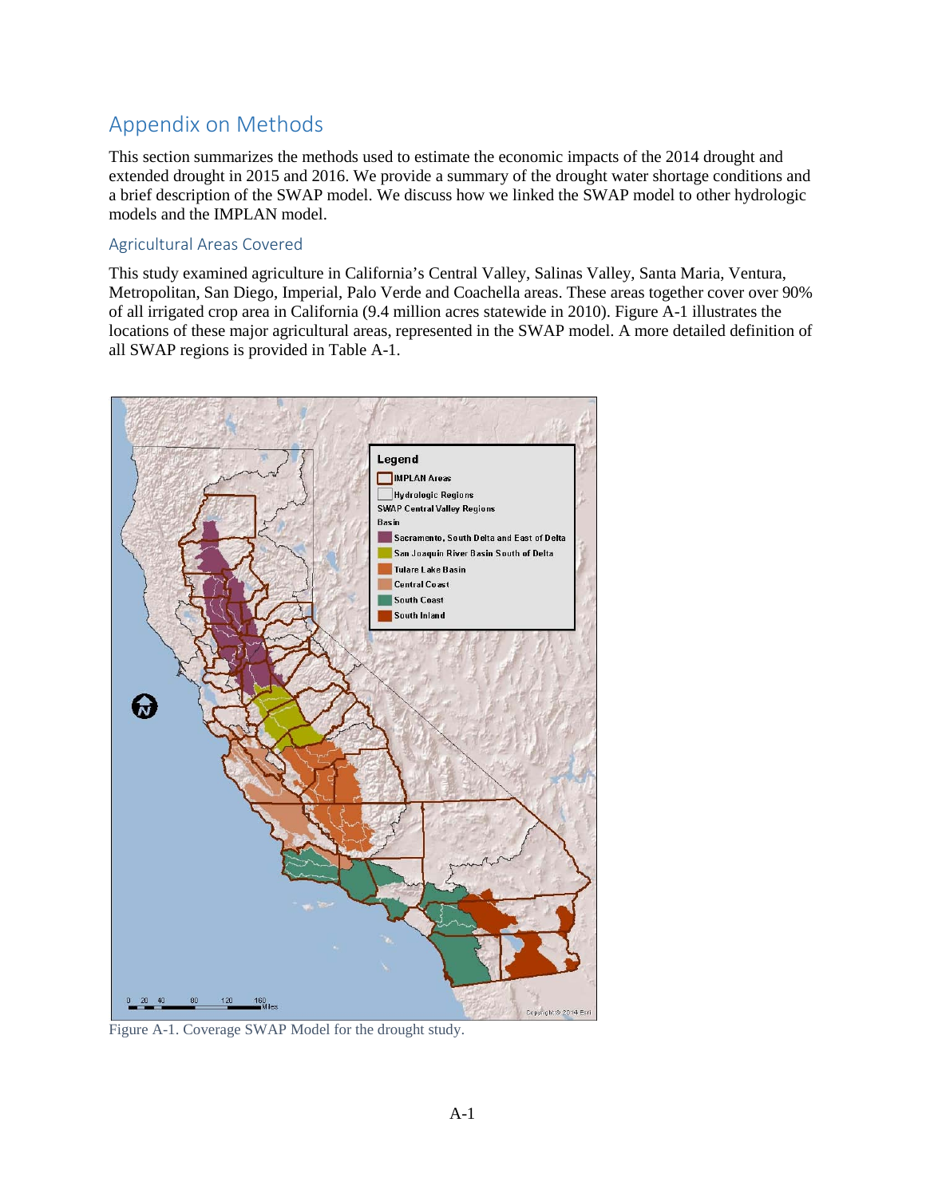# Appendix on Methods

This section summarizes the methods used to estimate the economic impacts of the 2014 drought and extended drought in 2015 and 2016. We provide a summary of the drought water shortage conditions and a brief description of the SWAP model. We discuss how we linked the SWAP model to other hydrologic models and the IMPLAN model.

## Agricultural Areas Covered

This study examined agriculture in California's Central Valley, Salinas Valley, Santa Maria, Ventura, Metropolitan, San Diego, Imperial, Palo Verde and Coachella areas. These areas together cover over 90% of all irrigated crop area in California (9.4 million acres statewide in 2010). Figure A-1 illustrates the locations of these major agricultural areas, represented in the SWAP model. A more detailed definition of all SWAP regions is provided in Table A-1.

Figure A-1. Coverage SWAP Model for the drought study.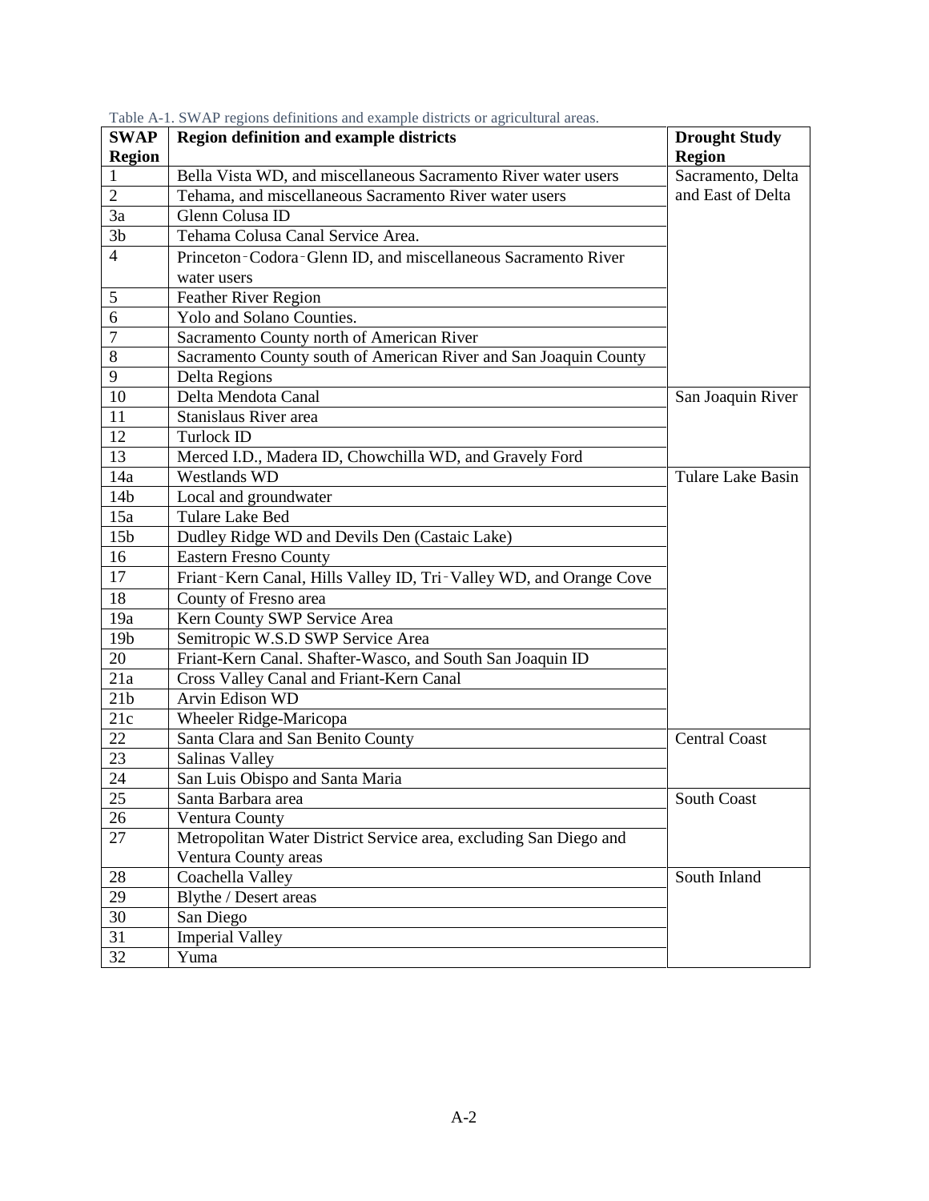Table A-1. SWAP regions definitions and example districts or agricultural areas.

| SWAP Region | Region definition and example districts | Drought Study Region |
|---|---|---|
| 1 | Bella Vista WD, and miscellaneous Sacramento River water users | Sacramento, Delta and East of Delta |
| 2 | Tehama, and miscellaneous Sacramento River water users | |
| 3a | Glenn Colusa ID | |
| 3b | Tehama Colusa Canal Service Area. | |
| 4 | Princeton-Codora-Glenn ID, and miscellaneous Sacramento River water users | |
| 5 | Feather River Region | |
| 6 | Yolo and Solano Counties. | |
| 7 | Sacramento County north of American River | |
| 8 | Sacramento County south of American River and San Joaquin County | |
| 9 | Delta Regions | |
| 10 | Delta Mendota Canal | San Joaquin River |
| 11 | Stanislaus River area | |
| 12 | Turlock ID | |
| 13 | Merced I.D., Madera ID, Chowchilla WD, and Gravely Ford | |
| 14a | Westlands WD | Tulare Lake Basin |
| 14b | Local and groundwater | |
| 15a | Tulare Lake Bed | |
| 15b | Dudley Ridge WD and Devils Den (Castaic Lake) | |
| 16 | Eastern Fresno County | |
| 17 | Friant-Kern Canal, Hills Valley ID, Tri-Valley WD, and Orange Cove | |
| 18 | County of Fresno area | |
| 19a | Kern County SWP Service Area | |
| 19b | Semitropic W.S.D SWP Service Area | |
| 20 | Friant-Kern Canal. Shafter-Wasco, and South San Joaquin ID | |
| 21a | Cross Valley Canal and Friant-Kern Canal | |
| 21b | Arvin Edison WD | |
| 21c | Wheeler Ridge-Maricopa | |
| 22 | Santa Clara and San Benito County | Central Coast |
| 23 | Salinas Valley | |
| 24 | San Luis Obispo and Santa Maria | |
| 25 | Santa Barbara area | South Coast |
| 26 | Ventura County | |
| 27 | Metropolitan Water District Service area, excluding San Diego and Ventura County areas | |
| 28 | Coachella Valley | South Inland |
| 29 | Blythe / Desert areas | |
| 30 | San Diego | |
| 31 | Imperial Valley | |
| 32 | Yuma | |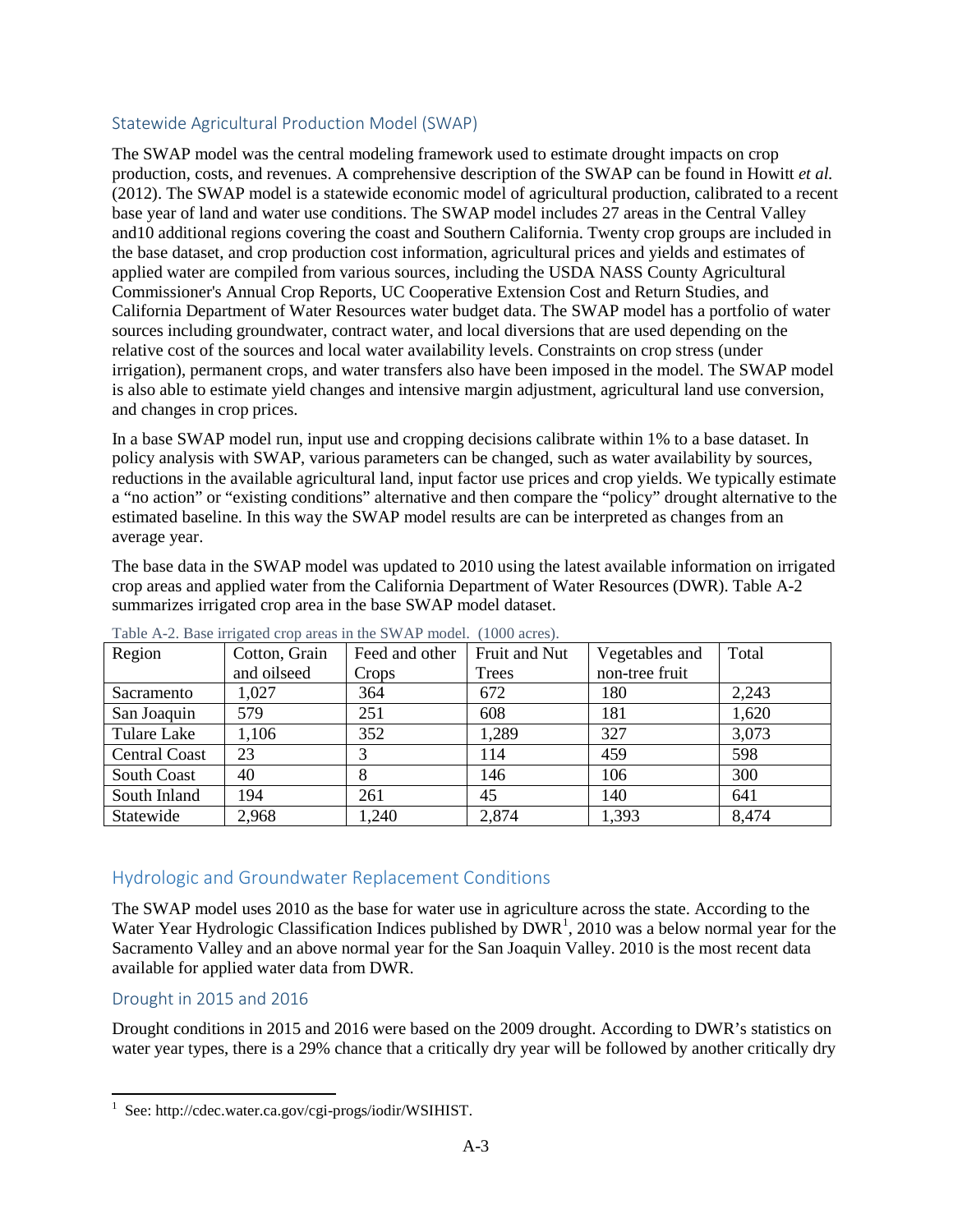## Statewide Agricultural Production Model (SWAP)

The SWAP model was the central modeling framework used to estimate drought impacts on crop production, costs, and revenues. A comprehensive description of the SWAP can be found in Howitt *et al.* (2012). The SWAP model is a statewide economic model of agricultural production, calibrated to a recent base year of land and water use conditions. The SWAP model includes 27 areas in the Central Valley and10 additional regions covering the coast and Southern California. Twenty crop groups are included in the base dataset, and crop production cost information, agricultural prices and yields and estimates of applied water are compiled from various sources, including the USDA NASS County Agricultural Commissioner's Annual Crop Reports, UC Cooperative Extension Cost and Return Studies, and California Department of Water Resources water budget data. The SWAP model has a portfolio of water sources including groundwater, contract water, and local diversions that are used depending on the relative cost of the sources and local water availability levels. Constraints on crop stress (under irrigation), permanent crops, and water transfers also have been imposed in the model. The SWAP model is also able to estimate yield changes and intensive margin adjustment, agricultural land use conversion, and changes in crop prices.

In a base SWAP model run, input use and cropping decisions calibrate within 1% to a base dataset. In policy analysis with SWAP, various parameters can be changed, such as water availability by sources, reductions in the available agricultural land, input factor use prices and crop yields. We typically estimate a "no action" or "existing conditions" alternative and then compare the "policy" drought alternative to the estimated baseline. In this way the SWAP model results are can be interpreted as changes from an average year.

The base data in the SWAP model was updated to 2010 using the latest available information on irrigated crop areas and applied water from the California Department of Water Resources (DWR). Table A-2 summarizes irrigated crop area in the base SWAP model dataset.

Table A-2. Base irrigated crop areas in the SWAP model. (1000 acres).

| Region | Cotton, Grain and oilseed | Feed and other Crops | Fruit and Nut Trees | Vegetables and non-tree fruit | Total |
|---|---|---|---|---|---|
| Sacramento | 1,027 | 364 | 672 | 180 | 2,243 |
| San Joaquin | 579 | 251 | 608 | 181 | 1,620 |
| Tulare Lake | 1,106 | 352 | 1,289 | 327 | 3,073 |
| Central Coast | 23 | 3 | 114 | 459 | 598 |
| South Coast | 40 | 8 | 146 | 106 | 300 |
| South Inland | 194 | 261 | 45 | 140 | 641 |
| Statewide | 2,968 | 1,240 | 2,874 | 1,393 | 8,474 |

## Hydrologic and Groundwater Replacement Conditions

The SWAP model uses 2010 as the base for water use in agriculture across the state. According to the Water Year Hydrologic Classification Indices published by DWR[1], 2010 was a below normal year for the Sacramento Valley and an above normal year for the San Joaquin Valley. 2010 is the most recent data available for applied water data from DWR.

### Drought in 2015 and 2016

Drought conditions in 2015 and 2016 were based on the 2009 drought. According to DWR's statistics on water year types, there is a 29% chance that a critically dry year will be followed by another critically dry

[1] See: http://cdec.water.ca.gov/cgi-progs/iodir/WSIHIST.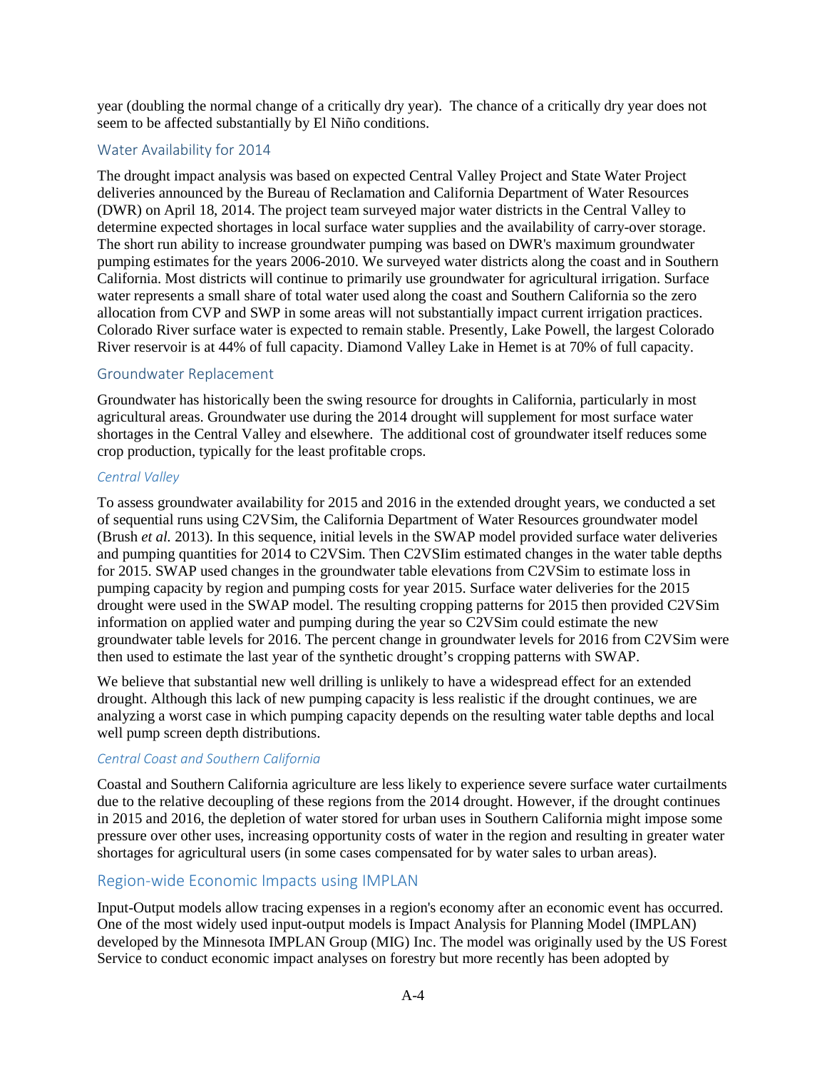year (doubling the normal change of a critically dry year). The chance of a critically dry year does not seem to be affected substantially by El Niño conditions.

## Water Availability for 2014

The drought impact analysis was based on expected Central Valley Project and State Water Project deliveries announced by the Bureau of Reclamation and California Department of Water Resources (DWR) on April 18, 2014. The project team surveyed major water districts in the Central Valley to determine expected shortages in local surface water supplies and the availability of carry-over storage. The short run ability to increase groundwater pumping was based on DWR's maximum groundwater pumping estimates for the years 2006-2010. We surveyed water districts along the coast and in Southern California. Most districts will continue to primarily use groundwater for agricultural irrigation. Surface water represents a small share of total water used along the coast and Southern California so the zero allocation from CVP and SWP in some areas will not substantially impact current irrigation practices. Colorado River surface water is expected to remain stable. Presently, Lake Powell, the largest Colorado River reservoir is at 44% of full capacity. Diamond Valley Lake in Hemet is at 70% of full capacity.

## Groundwater Replacement

Groundwater has historically been the swing resource for droughts in California, particularly in most agricultural areas. Groundwater use during the 2014 drought will supplement for most surface water shortages in the Central Valley and elsewhere. The additional cost of groundwater itself reduces some crop production, typically for the least profitable crops.

### *Central Valley*

To assess groundwater availability for 2015 and 2016 in the extended drought years, we conducted a set of sequential runs using C2VSim, the California Department of Water Resources groundwater model (Brush *et al.* 2013). In this sequence, initial levels in the SWAP model provided surface water deliveries and pumping quantities for 2014 to C2VSim. Then C2VSIim estimated changes in the water table depths for 2015. SWAP used changes in the groundwater table elevations from C2VSim to estimate loss in pumping capacity by region and pumping costs for year 2015. Surface water deliveries for the 2015 drought were used in the SWAP model. The resulting cropping patterns for 2015 then provided C2VSim information on applied water and pumping during the year so C2VSim could estimate the new groundwater table levels for 2016. The percent change in groundwater levels for 2016 from C2VSim were then used to estimate the last year of the synthetic drought's cropping patterns with SWAP.

We believe that substantial new well drilling is unlikely to have a widespread effect for an extended drought. Although this lack of new pumping capacity is less realistic if the drought continues, we are analyzing a worst case in which pumping capacity depends on the resulting water table depths and local well pump screen depth distributions.

### *Central Coast and Southern California*

Coastal and Southern California agriculture are less likely to experience severe surface water curtailments due to the relative decoupling of these regions from the 2014 drought. However, if the drought continues in 2015 and 2016, the depletion of water stored for urban uses in Southern California might impose some pressure over other uses, increasing opportunity costs of water in the region and resulting in greater water shortages for agricultural users (in some cases compensated for by water sales to urban areas).

## Region-wide Economic Impacts using IMPLAN

Input-Output models allow tracing expenses in a region's economy after an economic event has occurred. One of the most widely used input-output models is Impact Analysis for Planning Model (IMPLAN) developed by the Minnesota IMPLAN Group (MIG) Inc. The model was originally used by the US Forest Service to conduct economic impact analyses on forestry but more recently has been adopted by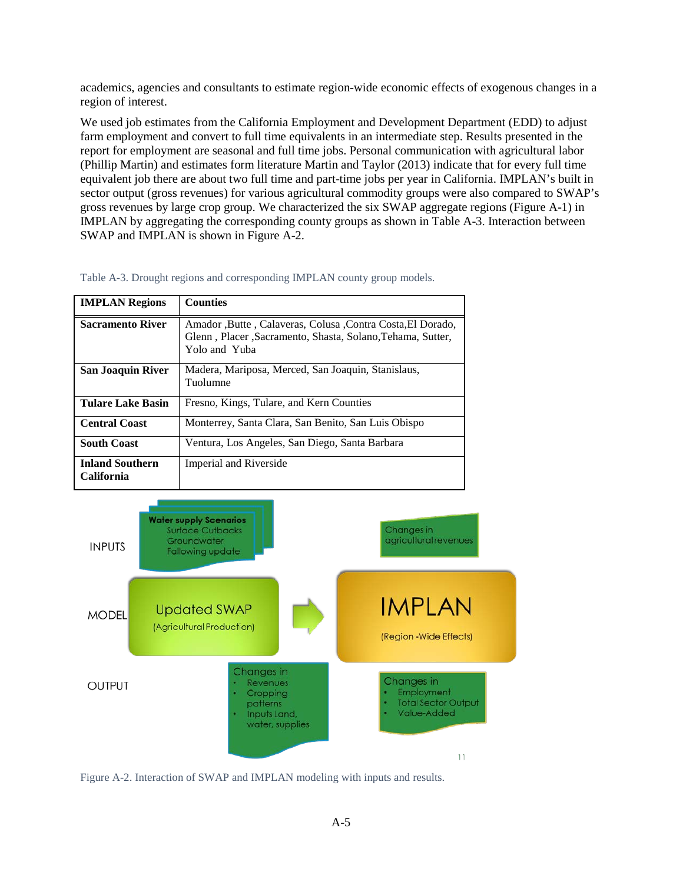academics, agencies and consultants to estimate region-wide economic effects of exogenous changes in a region of interest.

We used job estimates from the California Employment and Development Department (EDD) to adjust farm employment and convert to full time equivalents in an intermediate step. Results presented in the report for employment are seasonal and full time jobs. Personal communication with agricultural labor (Phillip Martin) and estimates form literature Martin and Taylor (2013) indicate that for every full time equivalent job there are about two full time and part-time jobs per year in California. IMPLAN's built in sector output (gross revenues) for various agricultural commodity groups were also compared to SWAP's gross revenues by large crop group. We characterized the six SWAP aggregate regions (Figure A-1) in IMPLAN by aggregating the corresponding county groups as shown in Table A-3. Interaction between SWAP and IMPLAN is shown in Figure A-2.

Table A-3. Drought regions and corresponding IMPLAN county group models.

| IMPLAN Regions | Counties |
|---|---|
| **Sacramento River** | Amador ,Butte , Calaveras, Colusa ,Contra Costa,El Dorado, Glenn , Placer ,Sacramento, Shasta, Solano,Tehama, Sutter, Yolo and Yuba |
| **San Joaquin River** | Madera, Mariposa, Merced, San Joaquin, Stanislaus, Tuolumne |
| **Tulare Lake Basin** | Fresno, Kings, Tulare, and Kern Counties |
| **Central Coast** | Monterrey, Santa Clara, San Benito, San Luis Obispo |
| **South Coast** | Ventura, Los Angeles, San Diego, Santa Barbara |
| **Inland Southern California** | Imperial and Riverside |

INPUTS

**Water supply Scenarios**
Surface Cutbacks
Groundwater
Fallowing update

Changes in agricultural revenues

MODEL

Updated SWAP
(Agricultural Production)

IMPLAN
(Region -Wide Effects)

OUTPUT

Changes in
- Revenues
- Cropping patterns
- Inputs Land, water, supplies

Changes in
- Employment
- Total Sector Output
- Value-Added

Figure A-2. Interaction of SWAP and IMPLAN modeling with inputs and results.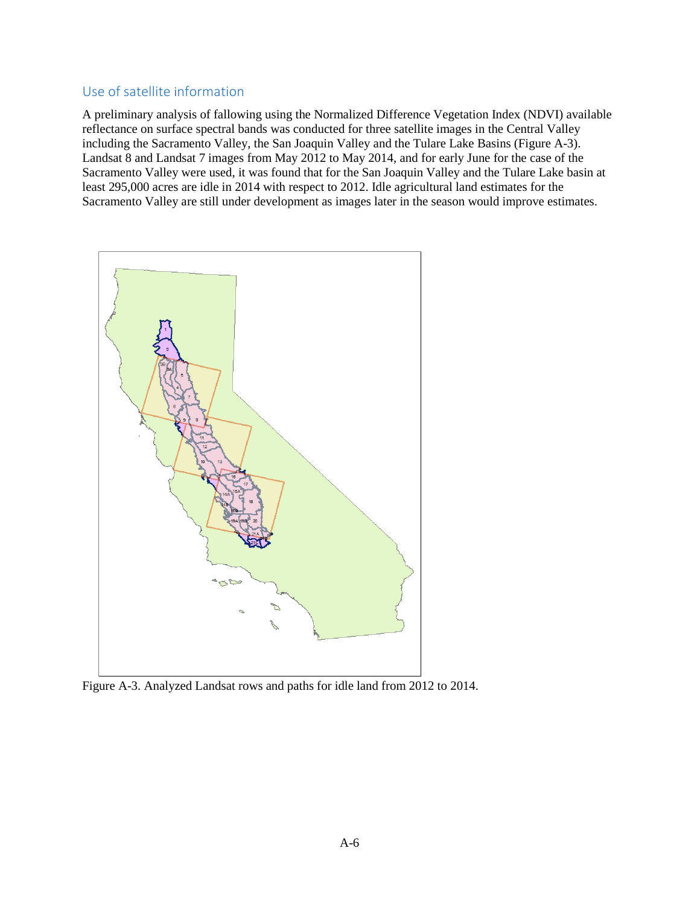## Use of satellite information

A preliminary analysis of fallowing using the Normalized Difference Vegetation Index (NDVI) available reflectance on surface spectral bands was conducted for three satellite images in the Central Valley including the Sacramento Valley, the San Joaquin Valley and the Tulare Lake Basins (Figure A-3). Landsat 8 and Landsat 7 images from May 2012 to May 2014, and for early June for the case of the Sacramento Valley were used, it was found that for the San Joaquin Valley and the Tulare Lake basin at least 295,000 acres are idle in 2014 with respect to 2012. Idle agricultural land estimates for the Sacramento Valley are still under development as images later in the season would improve estimates.

1
2
3B
3A
5
4
7
6
9
8
11
12
10
13
16
17
15A
14A
14B
18
15B
19A
19B
20
21A

Figure A-3. Analyzed Landsat rows and paths for idle land from 2012 to 2014.